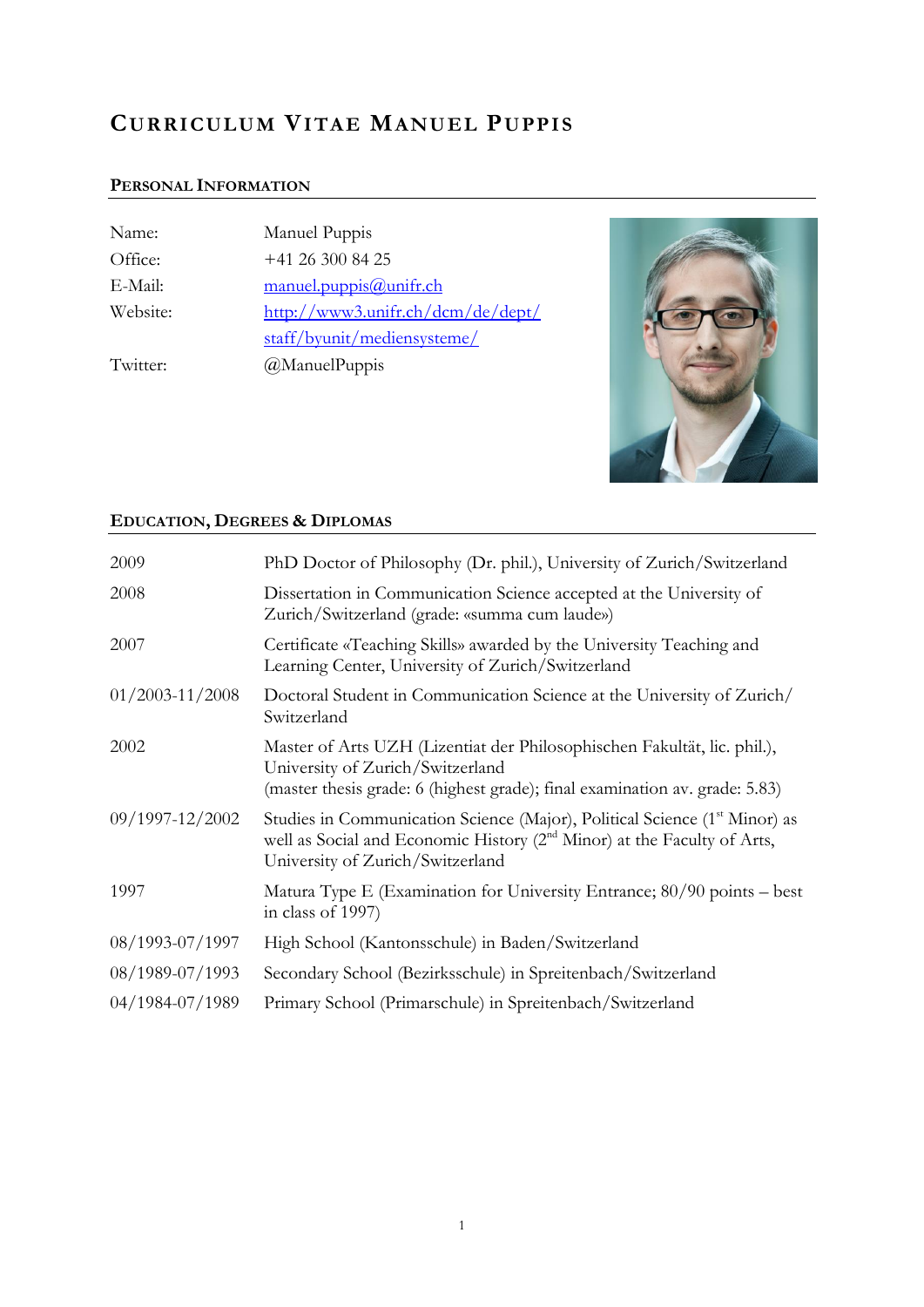# Curriculum Vitae Manuel Puppis

## Personal Information

| | |
|---|---|
| Name: | Manuel Puppis |
| Office: | +41 26 300 84 25 |
| E-Mail: | manuel.puppis@unifr.ch |
| Website: | http://www3.unifr.ch/dcm/de/dept/staff/byunit/mediensysteme/ |
| Twitter: | @ManuelPuppis |

## Education, Degrees & Diplomas

| | |
|---|---|
| 2009 | PhD Doctor of Philosophy (Dr. phil.), University of Zurich/Switzerland |
| 2008 | Dissertation in Communication Science accepted at the University of Zurich/Switzerland (grade: «summa cum laude») |
| 2007 | Certificate «Teaching Skills» awarded by the University Teaching and Learning Center, University of Zurich/Switzerland |
| 01/2003-11/2008 | Doctoral Student in Communication Science at the University of Zurich/Switzerland |
| 2002 | Master of Arts UZH (Lizentiat der Philosophischen Fakultät, lic. phil.), University of Zurich/Switzerland (master thesis grade: 6 (highest grade); final examination av. grade: 5.83) |
| 09/1997-12/2002 | Studies in Communication Science (Major), Political Science (1st Minor) as well as Social and Economic History (2nd Minor) at the Faculty of Arts, University of Zurich/Switzerland |
| 1997 | Matura Type E (Examination for University Entrance; 80/90 points – best in class of 1997) |
| 08/1993-07/1997 | High School (Kantonsschule) in Baden/Switzerland |
| 08/1989-07/1993 | Secondary School (Bezirksschule) in Spreitenbach/Switzerland |
| 04/1984-07/1989 | Primary School (Primarschule) in Spreitenbach/Switzerland |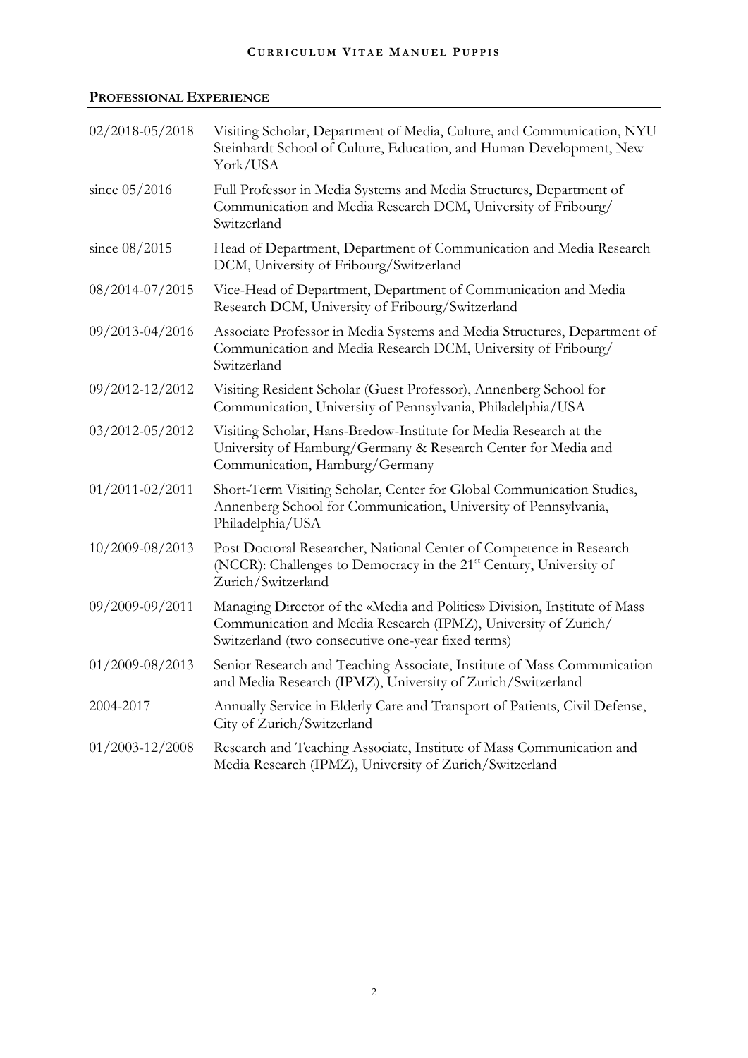## PROFESSIONAL EXPERIENCE

| | |
|---|---|
| 02/2018-05/2018 | Visiting Scholar, Department of Media, Culture, and Communication, NYU Steinhardt School of Culture, Education, and Human Development, New York/USA |
| since 05/2016 | Full Professor in Media Systems and Media Structures, Department of Communication and Media Research DCM, University of Fribourg/ Switzerland |
| since 08/2015 | Head of Department, Department of Communication and Media Research DCM, University of Fribourg/Switzerland |
| 08/2014-07/2015 | Vice-Head of Department, Department of Communication and Media Research DCM, University of Fribourg/Switzerland |
| 09/2013-04/2016 | Associate Professor in Media Systems and Media Structures, Department of Communication and Media Research DCM, University of Fribourg/ Switzerland |
| 09/2012-12/2012 | Visiting Resident Scholar (Guest Professor), Annenberg School for Communication, University of Pennsylvania, Philadelphia/USA |
| 03/2012-05/2012 | Visiting Scholar, Hans-Bredow-Institute for Media Research at the University of Hamburg/Germany & Research Center for Media and Communication, Hamburg/Germany |
| 01/2011-02/2011 | Short-Term Visiting Scholar, Center for Global Communication Studies, Annenberg School for Communication, University of Pennsylvania, Philadelphia/USA |
| 10/2009-08/2013 | Post Doctoral Researcher, National Center of Competence in Research (NCCR): Challenges to Democracy in the 21st Century, University of Zurich/Switzerland |
| 09/2009-09/2011 | Managing Director of the «Media and Politics» Division, Institute of Mass Communication and Media Research (IPMZ), University of Zurich/ Switzerland (two consecutive one-year fixed terms) |
| 01/2009-08/2013 | Senior Research and Teaching Associate, Institute of Mass Communication and Media Research (IPMZ), University of Zurich/Switzerland |
| 2004-2017 | Annually Service in Elderly Care and Transport of Patients, Civil Defense, City of Zurich/Switzerland |
| 01/2003-12/2008 | Research and Teaching Associate, Institute of Mass Communication and Media Research (IPMZ), University of Zurich/Switzerland |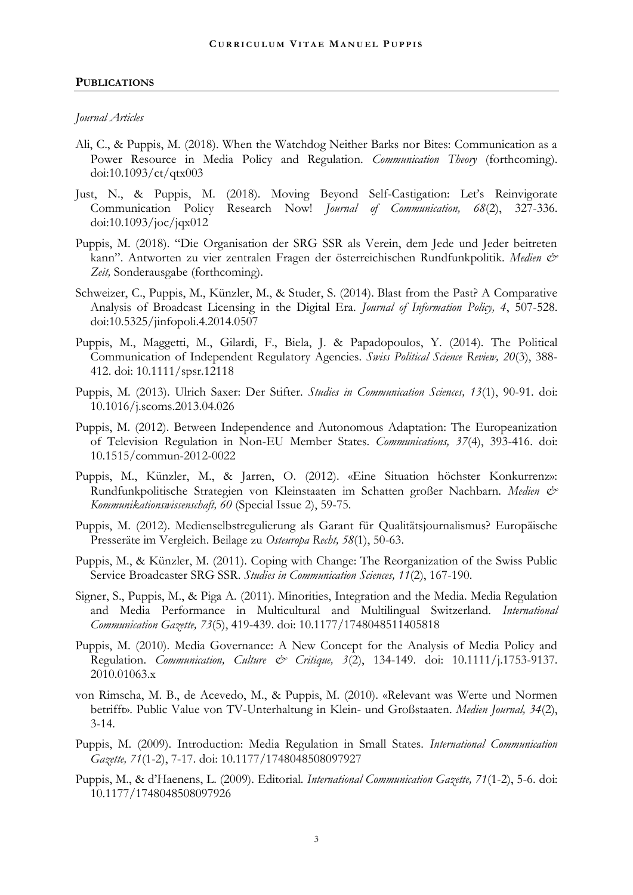## Publications

*Journal Articles*

Ali, C., & Puppis, M. (2018). When the Watchdog Neither Barks nor Bites: Communication as a Power Resource in Media Policy and Regulation. *Communication Theory* (forthcoming). doi:10.1093/ct/qtx003

Just, N., & Puppis, M. (2018). Moving Beyond Self-Castigation: Let's Reinvigorate Communication Policy Research Now! *Journal of Communication, 68*(2), 327-336. doi:10.1093/joc/jqx012

Puppis, M. (2018). "Die Organisation der SRG SSR als Verein, dem Jede und Jeder beitreten kann". Antworten zu vier zentralen Fragen der österreichischen Rundfunkpolitik. *Medien & Zeit,* Sonderausgabe (forthcoming).

Schweizer, C., Puppis, M., Künzler, M., & Studer, S. (2014). Blast from the Past? A Comparative Analysis of Broadcast Licensing in the Digital Era. *Journal of Information Policy, 4*, 507-528. doi:10.5325/jinfopoli.4.2014.0507

Puppis, M., Maggetti, M., Gilardi, F., Biela, J. & Papadopoulos, Y. (2014). The Political Communication of Independent Regulatory Agencies. *Swiss Political Science Review, 20*(3), 388-412. doi: 10.1111/spsr.12118

Puppis, M. (2013). Ulrich Saxer: Der Stifter. *Studies in Communication Sciences, 13*(1), 90-91. doi: 10.1016/j.scoms.2013.04.026

Puppis, M. (2012). Between Independence and Autonomous Adaptation: The Europeanization of Television Regulation in Non-EU Member States. *Communications, 37*(4), 393-416. doi: 10.1515/commun-2012-0022

Puppis, M., Künzler, M., & Jarren, O. (2012). «Eine Situation höchster Konkurrenz»: Rundfunkpolitische Strategien von Kleinstaaten im Schatten großer Nachbarn. *Medien & Kommunikationswissenschaft, 60* (Special Issue 2), 59-75.

Puppis, M. (2012). Medienselbstregulierung als Garant für Qualitätsjournalismus? Europäische Presseräte im Vergleich. Beilage zu *Osteuropa Recht, 58*(1), 50-63.

Puppis, M., & Künzler, M. (2011). Coping with Change: The Reorganization of the Swiss Public Service Broadcaster SRG SSR. *Studies in Communication Sciences, 11*(2), 167-190.

Signer, S., Puppis, M., & Piga A. (2011). Minorities, Integration and the Media. Media Regulation and Media Performance in Multicultural and Multilingual Switzerland. *International Communication Gazette, 73*(5), 419-439. doi: 10.1177/1748048511405818

Puppis, M. (2010). Media Governance: A New Concept for the Analysis of Media Policy and Regulation. *Communication, Culture & Critique, 3*(2), 134-149. doi: 10.1111/j.1753-9137.2010.01063.x

von Rimscha, M. B., de Acevedo, M., & Puppis, M. (2010). «Relevant was Werte und Normen betrifft». Public Value von TV-Unterhaltung in Klein- und Großstaaten. *Medien Journal, 34*(2), 3-14.

Puppis, M. (2009). Introduction: Media Regulation in Small States. *International Communication Gazette, 71*(1-2), 7-17. doi: 10.1177/1748048508097927

Puppis, M., & d'Haenens, L. (2009). Editorial. *International Communication Gazette, 71*(1-2), 5-6. doi: 10.1177/1748048508097926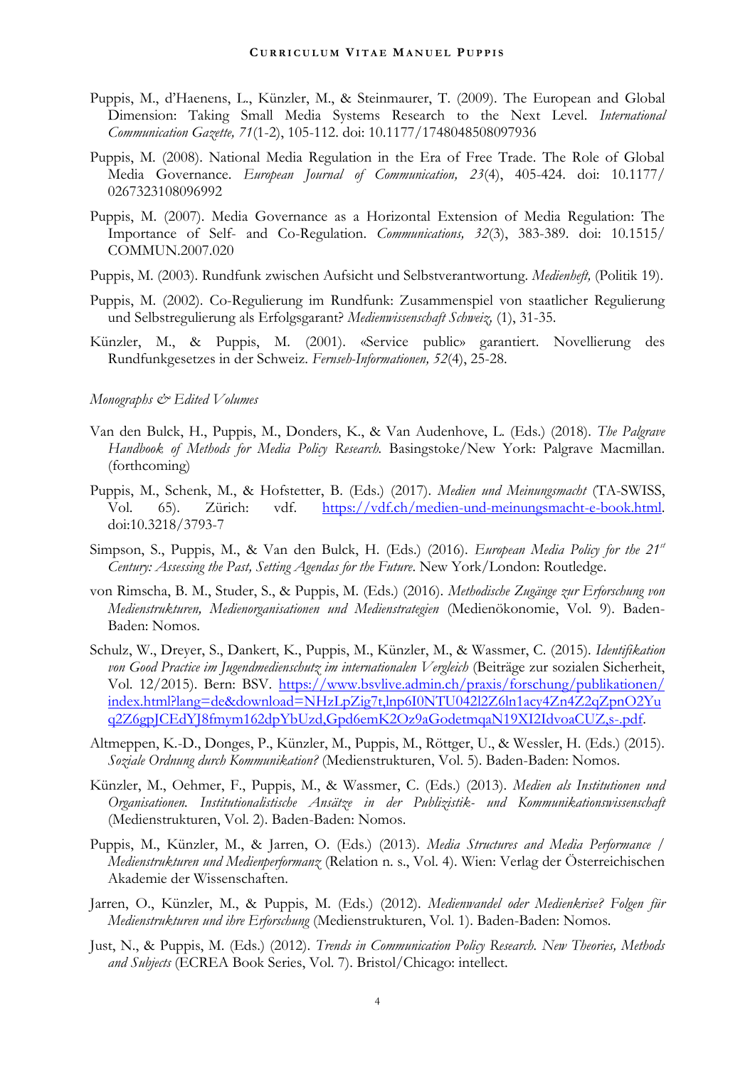Puppis, M., d'Haenens, L., Künzler, M., & Steinmaurer, T. (2009). The European and Global Dimension: Taking Small Media Systems Research to the Next Level. *International Communication Gazette, 71*(1-2), 105-112. doi: 10.1177/1748048508097936

Puppis, M. (2008). National Media Regulation in the Era of Free Trade. The Role of Global Media Governance. *European Journal of Communication, 23*(4), 405-424. doi: 10.1177/0267323108096992

Puppis, M. (2007). Media Governance as a Horizontal Extension of Media Regulation: The Importance of Self- and Co-Regulation. *Communications, 32*(3), 383-389. doi: 10.1515/COMMUN.2007.020

Puppis, M. (2003). Rundfunk zwischen Aufsicht und Selbstverantwortung. *Medienheft,* (Politik 19).

Puppis, M. (2002). Co-Regulierung im Rundfunk: Zusammenspiel von staatlicher Regulierung und Selbstregulierung als Erfolgsgarant? *Medienwissenschaft Schweiz,* (1), 31-35.

Künzler, M., & Puppis, M. (2001). «Service public» garantiert. Novellierung des Rundfunkgesetzes in der Schweiz. *Fernseh-Informationen, 52*(4), 25-28.

*Monographs & Edited Volumes*

Van den Bulck, H., Puppis, M., Donders, K., & Van Audenhove, L. (Eds.) (2018). *The Palgrave Handbook of Methods for Media Policy Research.* Basingstoke/New York: Palgrave Macmillan. (forthcoming)

Puppis, M., Schenk, M., & Hofstetter, B. (Eds.) (2017). *Medien und Meinungsmacht* (TA-SWISS, Vol. 65). Zürich: vdf. https://vdf.ch/medien-und-meinungsmacht-e-book.html. doi:10.3218/3793-7

Simpson, S., Puppis, M., & Van den Bulck, H. (Eds.) (2016). *European Media Policy for the 21st Century: Assessing the Past, Setting Agendas for the Future*. New York/London: Routledge.

von Rimscha, B. M., Studer, S., & Puppis, M. (Eds.) (2016). *Methodische Zugänge zur Erforschung von Medienstrukturen, Medienorganisationen und Medienstrategien* (Medienökonomie, Vol. 9). Baden-Baden: Nomos.

Schulz, W., Dreyer, S., Dankert, K., Puppis, M., Künzler, M., & Wassmer, C. (2015). *Identifikation von Good Practice im Jugendmedienschutz im internationalen Vergleich* (Beiträge zur sozialen Sicherheit, Vol. 12/2015). Bern: BSV. https://www.bsvlive.admin.ch/praxis/forschung/publikationen/index.html?lang=de&download=NHzLpZig7t,lnp6I0NTU042l2Z6ln1acy4Zn4Z2qZpnO2Yuq2Z6gpJCEdYJ8fmym162dpYbUzd,Gpd6emK2Oz9aGodetmqaN19XI2IdvoaCUZ,s-.pdf.

Altmeppen, K.-D., Donges, P., Künzler, M., Puppis, M., Röttger, U., & Wessler, H. (Eds.) (2015). *Soziale Ordnung durch Kommunikation?* (Medienstrukturen, Vol. 5). Baden-Baden: Nomos.

Künzler, M., Oehmer, F., Puppis, M., & Wassmer, C. (Eds.) (2013). *Medien als Institutionen und Organisationen. Institutionalistische Ansätze in der Publizistik- und Kommunikationswissenschaft* (Medienstrukturen, Vol. 2). Baden-Baden: Nomos.

Puppis, M., Künzler, M., & Jarren, O. (Eds.) (2013). *Media Structures and Media Performance / Medienstrukturen und Medienperformanz* (Relation n. s., Vol. 4). Wien: Verlag der Österreichischen Akademie der Wissenschaften.

Jarren, O., Künzler, M., & Puppis, M. (Eds.) (2012). *Medienwandel oder Medienkrise? Folgen für Medienstrukturen und ihre Erforschung* (Medienstrukturen, Vol. 1). Baden-Baden: Nomos.

Just, N., & Puppis, M. (Eds.) (2012). *Trends in Communication Policy Research. New Theories, Methods and Subjects* (ECREA Book Series, Vol. 7). Bristol/Chicago: intellect.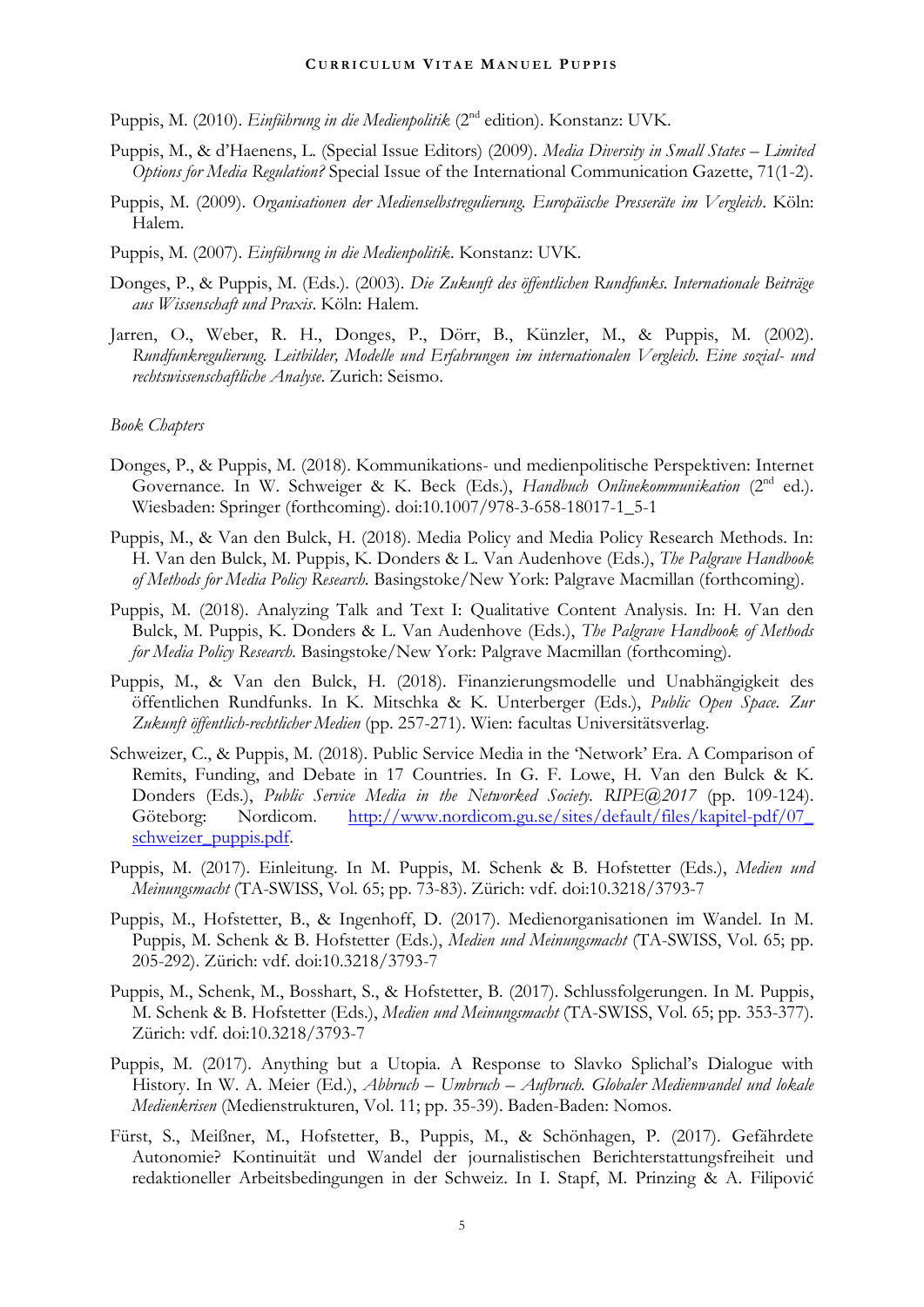Puppis, M. (2010). *Einführung in die Medienpolitik* (2nd edition). Konstanz: UVK.

Puppis, M., & d'Haenens, L. (Special Issue Editors) (2009). *Media Diversity in Small States – Limited Options for Media Regulation?* Special Issue of the International Communication Gazette, 71(1-2).

Puppis, M. (2009). *Organisationen der Medienselbstregulierung. Europäische Presseräte im Vergleich*. Köln: Halem.

Puppis, M. (2007). *Einführung in die Medienpolitik*. Konstanz: UVK.

Donges, P., & Puppis, M. (Eds.). (2003). *Die Zukunft des öffentlichen Rundfunks. Internationale Beiträge aus Wissenschaft und Praxis*. Köln: Halem.

Jarren, O., Weber, R. H., Donges, P., Dörr, B., Künzler, M., & Puppis, M. (2002). *Rundfunkregulierung. Leitbilder, Modelle und Erfahrungen im internationalen Vergleich. Eine sozial- und rechtswissenschaftliche Analyse*. Zurich: Seismo.

*Book Chapters*

Donges, P., & Puppis, M. (2018). Kommunikations- und medienpolitische Perspektiven: Internet Governance. In W. Schweiger & K. Beck (Eds.), *Handbuch Onlinekommunikation* (2nd ed.). Wiesbaden: Springer (forthcoming). doi:10.1007/978-3-658-18017-1_5-1

Puppis, M., & Van den Bulck, H. (2018). Media Policy and Media Policy Research Methods. In: H. Van den Bulck, M. Puppis, K. Donders & L. Van Audenhove (Eds.), *The Palgrave Handbook of Methods for Media Policy Research.* Basingstoke/New York: Palgrave Macmillan (forthcoming).

Puppis, M. (2018). Analyzing Talk and Text I: Qualitative Content Analysis. In: H. Van den Bulck, M. Puppis, K. Donders & L. Van Audenhove (Eds.), *The Palgrave Handbook of Methods for Media Policy Research.* Basingstoke/New York: Palgrave Macmillan (forthcoming).

Puppis, M., & Van den Bulck, H. (2018). Finanzierungsmodelle und Unabhängigkeit des öffentlichen Rundfunks. In K. Mitschka & K. Unterberger (Eds.), *Public Open Space. Zur Zukunft öffentlich-rechtlicher Medien* (pp. 257-271). Wien: facultas Universitätsverlag.

Schweizer, C., & Puppis, M. (2018). Public Service Media in the 'Network' Era. A Comparison of Remits, Funding, and Debate in 17 Countries. In G. F. Lowe, H. Van den Bulck & K. Donders (Eds.), *Public Service Media in the Networked Society. RIPE@2017* (pp. 109-124). Göteborg: Nordicom. http://www.nordicom.gu.se/sites/default/files/kapitel-pdf/07_schweizer_puppis.pdf.

Puppis, M. (2017). Einleitung. In M. Puppis, M. Schenk & B. Hofstetter (Eds.), *Medien und Meinungsmacht* (TA-SWISS, Vol. 65; pp. 73-83). Zürich: vdf. doi:10.3218/3793-7

Puppis, M., Hofstetter, B., & Ingenhoff, D. (2017). Medienorganisationen im Wandel. In M. Puppis, M. Schenk & B. Hofstetter (Eds.), *Medien und Meinungsmacht* (TA-SWISS, Vol. 65; pp. 205-292). Zürich: vdf. doi:10.3218/3793-7

Puppis, M., Schenk, M., Bosshart, S., & Hofstetter, B. (2017). Schlussfolgerungen. In M. Puppis, M. Schenk & B. Hofstetter (Eds.), *Medien und Meinungsmacht* (TA-SWISS, Vol. 65; pp. 353-377). Zürich: vdf. doi:10.3218/3793-7

Puppis, M. (2017). Anything but a Utopia. A Response to Slavko Splichal's Dialogue with History. In W. A. Meier (Ed.), *Abbruch – Umbruch – Aufbruch. Globaler Medienwandel und lokale Medienkrisen* (Medienstrukturen, Vol. 11; pp. 35-39). Baden-Baden: Nomos.

Fürst, S., Meißner, M., Hofstetter, B., Puppis, M., & Schönhagen, P. (2017). Gefährdete Autonomie? Kontinuität und Wandel der journalistischen Berichterstattungsfreiheit und redaktioneller Arbeitsbedingungen in der Schweiz. In I. Stapf, M. Prinzing & A. Filipović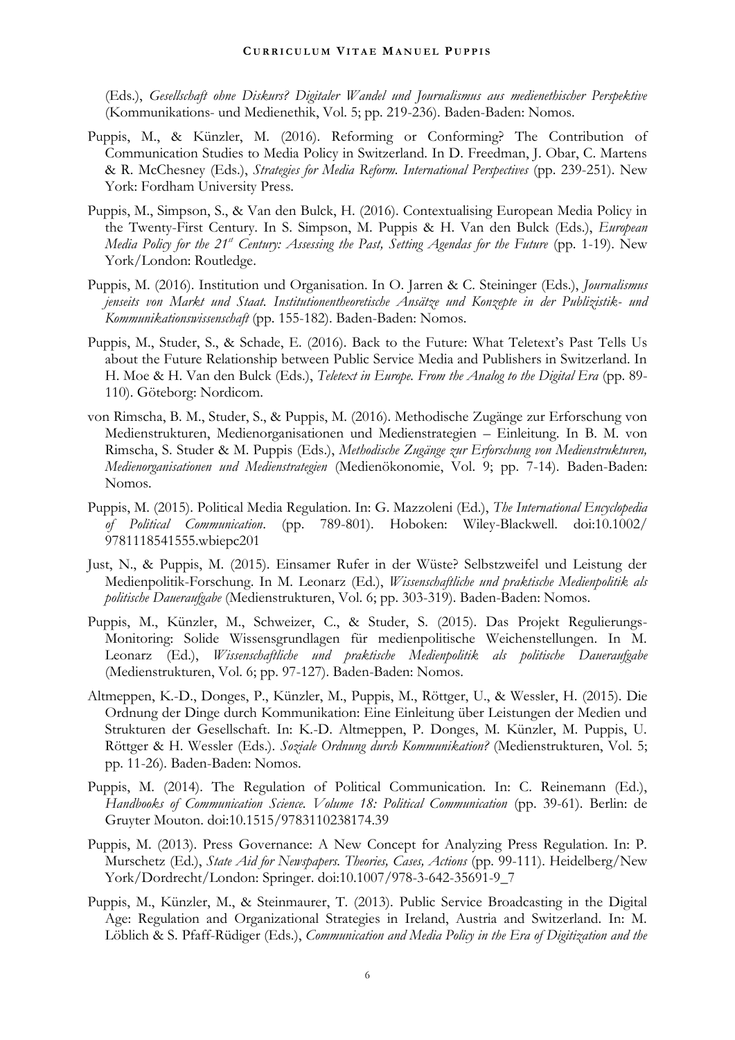(Eds.), *Gesellschaft ohne Diskurs? Digitaler Wandel und Journalismus aus medienethischer Perspektive* (Kommunikations- und Medienethik, Vol. 5; pp. 219-236). Baden-Baden: Nomos.

Puppis, M., & Künzler, M. (2016). Reforming or Conforming? The Contribution of Communication Studies to Media Policy in Switzerland. In D. Freedman, J. Obar, C. Martens & R. McChesney (Eds.), *Strategies for Media Reform. International Perspectives* (pp. 239-251). New York: Fordham University Press.

Puppis, M., Simpson, S., & Van den Bulck, H. (2016). Contextualising European Media Policy in the Twenty-First Century. In S. Simpson, M. Puppis & H. Van den Bulck (Eds.), *European Media Policy for the 21st Century: Assessing the Past, Setting Agendas for the Future* (pp. 1-19). New York/London: Routledge.

Puppis, M. (2016). Institution und Organisation. In O. Jarren & C. Steininger (Eds.), *Journalismus jenseits von Markt und Staat. Institutionentheoretische Ansätze und Konzepte in der Publizistik- und Kommunikationswissenschaft* (pp. 155-182). Baden-Baden: Nomos.

Puppis, M., Studer, S., & Schade, E. (2016). Back to the Future: What Teletext's Past Tells Us about the Future Relationship between Public Service Media and Publishers in Switzerland. In H. Moe & H. Van den Bulck (Eds.), *Teletext in Europe. From the Analog to the Digital Era* (pp. 89-110). Göteborg: Nordicom.

von Rimscha, B. M., Studer, S., & Puppis, M. (2016). Methodische Zugänge zur Erforschung von Medienstrukturen, Medienorganisationen und Medienstrategien – Einleitung. In B. M. von Rimscha, S. Studer & M. Puppis (Eds.), *Methodische Zugänge zur Erforschung von Medienstrukturen, Medienorganisationen und Medienstrategien* (Medienökonomie, Vol. 9; pp. 7-14). Baden-Baden: Nomos.

Puppis, M. (2015). Political Media Regulation. In: G. Mazzoleni (Ed.), *The International Encyclopedia of Political Communication*. (pp. 789-801). Hoboken: Wiley-Blackwell. doi:10.1002/9781118541555.wbiepc201

Just, N., & Puppis, M. (2015). Einsamer Rufer in der Wüste? Selbstzweifel und Leistung der Medienpolitik-Forschung. In M. Leonarz (Ed.), *Wissenschaftliche und praktische Medienpolitik als politische Daueraufgabe* (Medienstrukturen, Vol. 6; pp. 303-319). Baden-Baden: Nomos.

Puppis, M., Künzler, M., Schweizer, C., & Studer, S. (2015). Das Projekt Regulierungs-Monitoring: Solide Wissensgrundlagen für medienpolitische Weichenstellungen. In M. Leonarz (Ed.), *Wissenschaftliche und praktische Medienpolitik als politische Daueraufgabe* (Medienstrukturen, Vol. 6; pp. 97-127). Baden-Baden: Nomos.

Altmeppen, K.-D., Donges, P., Künzler, M., Puppis, M., Röttger, U., & Wessler, H. (2015). Die Ordnung der Dinge durch Kommunikation: Eine Einleitung über Leistungen der Medien und Strukturen der Gesellschaft. In: K.-D. Altmeppen, P. Donges, M. Künzler, M. Puppis, U. Röttger & H. Wessler (Eds.). *Soziale Ordnung durch Kommunikation?* (Medienstrukturen, Vol. 5; pp. 11-26). Baden-Baden: Nomos.

Puppis, M. (2014). The Regulation of Political Communication. In: C. Reinemann (Ed.), *Handbooks of Communication Science. Volume 18: Political Communication* (pp. 39-61). Berlin: de Gruyter Mouton. doi:10.1515/9783110238174.39

Puppis, M. (2013). Press Governance: A New Concept for Analyzing Press Regulation. In: P. Murschetz (Ed.), *State Aid for Newspapers. Theories, Cases, Actions* (pp. 99-111). Heidelberg/New York/Dordrecht/London: Springer. doi:10.1007/978-3-642-35691-9_7

Puppis, M., Künzler, M., & Steinmaurer, T. (2013). Public Service Broadcasting in the Digital Age: Regulation and Organizational Strategies in Ireland, Austria and Switzerland. In: M. Löblich & S. Pfaff-Rüdiger (Eds.), *Communication and Media Policy in the Era of Digitization and the*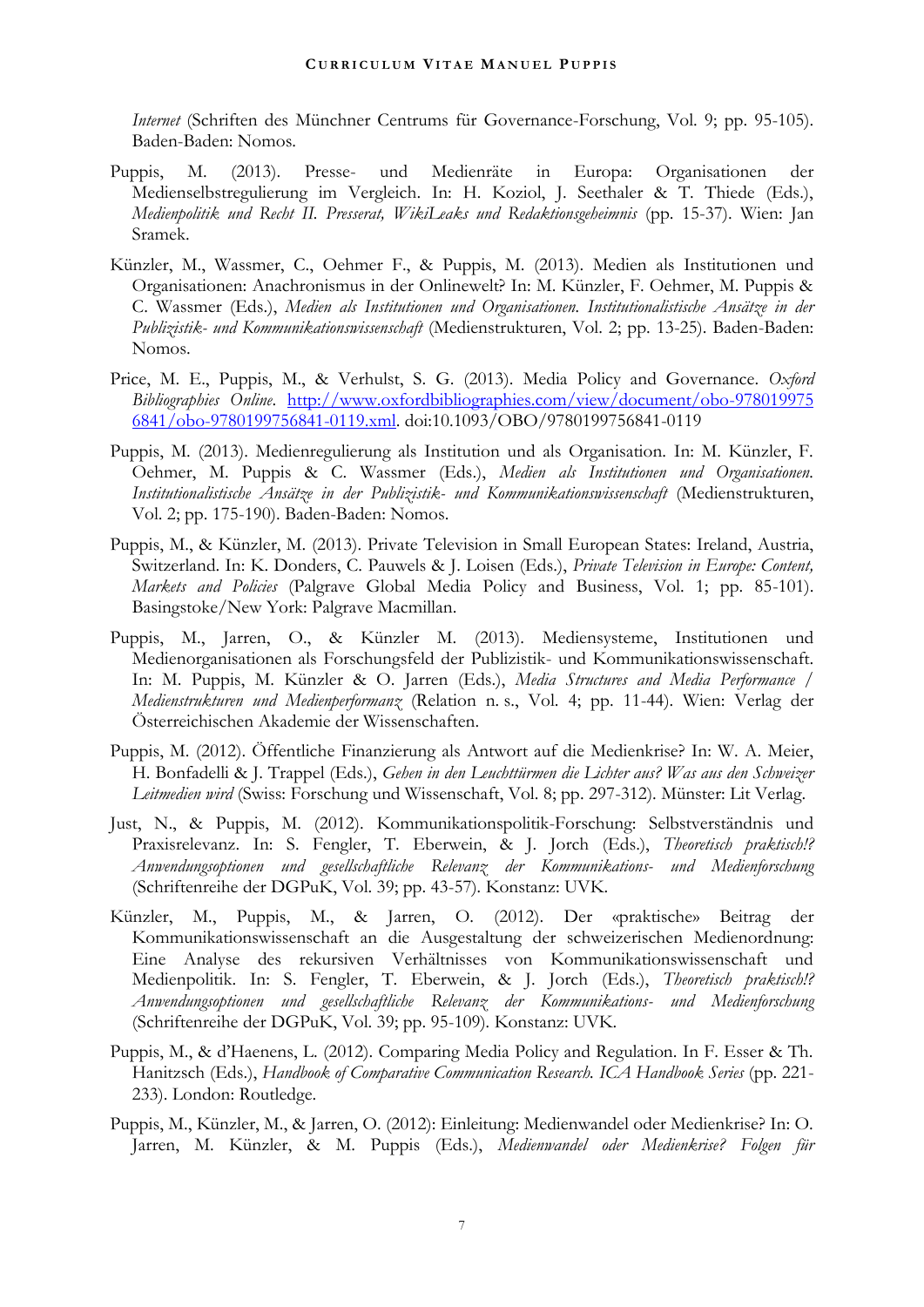*Internet* (Schriften des Münchner Centrums für Governance-Forschung, Vol. 9; pp. 95-105). Baden-Baden: Nomos.

Puppis, M. (2013). Presse- und Medienräte in Europa: Organisationen der Medienselbstregulierung im Vergleich. In: H. Koziol, J. Seethaler & T. Thiede (Eds.), *Medienpolitik und Recht II. Presserat, WikiLeaks und Redaktionsgeheimnis* (pp. 15-37). Wien: Jan Sramek.

Künzler, M., Wassmer, C., Oehmer F., & Puppis, M. (2013). Medien als Institutionen und Organisationen: Anachronismus in der Onlinewelt? In: M. Künzler, F. Oehmer, M. Puppis & C. Wassmer (Eds.), *Medien als Institutionen und Organisationen. Institutionalistische Ansätze in der Publizistik- und Kommunikationswissenschaft* (Medienstrukturen, Vol. 2; pp. 13-25). Baden-Baden: Nomos.

Price, M. E., Puppis, M., & Verhulst, S. G. (2013). Media Policy and Governance. *Oxford Bibliographies Online*. [http://www.oxfordbibliographies.com/view/document/obo-9780199756841/obo-9780199756841-0119.xml](http://www.oxfordbibliographies.com/view/document/obo-9780199756841/obo-9780199756841-0119.xml). doi:10.1093/OBO/9780199756841-0119

Puppis, M. (2013). Medienregulierung als Institution und als Organisation. In: M. Künzler, F. Oehmer, M. Puppis & C. Wassmer (Eds.), *Medien als Institutionen und Organisationen. Institutionalistische Ansätze in der Publizistik- und Kommunikationswissenschaft* (Medienstrukturen, Vol. 2; pp. 175-190). Baden-Baden: Nomos.

Puppis, M., & Künzler, M. (2013). Private Television in Small European States: Ireland, Austria, Switzerland. In: K. Donders, C. Pauwels & J. Loisen (Eds.), *Private Television in Europe: Content, Markets and Policies* (Palgrave Global Media Policy and Business, Vol. 1; pp. 85-101). Basingstoke/New York: Palgrave Macmillan.

Puppis, M., Jarren, O., & Künzler M. (2013). Mediensysteme, Institutionen und Medienorganisationen als Forschungsfeld der Publizistik- und Kommunikationswissenschaft. In: M. Puppis, M. Künzler & O. Jarren (Eds.), *Media Structures and Media Performance / Medienstrukturen und Medienperformanz* (Relation n. s., Vol. 4; pp. 11-44). Wien: Verlag der Österreichischen Akademie der Wissenschaften.

Puppis, M. (2012). Öffentliche Finanzierung als Antwort auf die Medienkrise? In: W. A. Meier, H. Bonfadelli & J. Trappel (Eds.), *Gehen in den Leuchttürmen die Lichter aus? Was aus den Schweizer Leitmedien wird* (Swiss: Forschung und Wissenschaft, Vol. 8; pp. 297-312). Münster: Lit Verlag.

Just, N., & Puppis, M. (2012). Kommunikationspolitik-Forschung: Selbstverständnis und Praxisrelevanz. In: S. Fengler, T. Eberwein, & J. Jorch (Eds.), *Theoretisch praktisch!? Anwendungsoptionen und gesellschaftliche Relevanz der Kommunikations- und Medienforschung* (Schriftenreihe der DGPuK, Vol. 39; pp. 43-57). Konstanz: UVK.

Künzler, M., Puppis, M., & Jarren, O. (2012). Der «praktische» Beitrag der Kommunikationswissenschaft an die Ausgestaltung der schweizerischen Medienordnung: Eine Analyse des rekursiven Verhältnisses von Kommunikationswissenschaft und Medienpolitik. In: S. Fengler, T. Eberwein, & J. Jorch (Eds.), *Theoretisch praktisch!? Anwendungsoptionen und gesellschaftliche Relevanz der Kommunikations- und Medienforschung* (Schriftenreihe der DGPuK, Vol. 39; pp. 95-109). Konstanz: UVK.

Puppis, M., & d'Haenens, L. (2012). Comparing Media Policy and Regulation. In F. Esser & Th. Hanitzsch (Eds.), *Handbook of Comparative Communication Research. ICA Handbook Series* (pp. 221-233). London: Routledge.

Puppis, M., Künzler, M., & Jarren, O. (2012): Einleitung: Medienwandel oder Medienkrise? In: O. Jarren, M. Künzler, & M. Puppis (Eds.), *Medienwandel oder Medienkrise? Folgen für*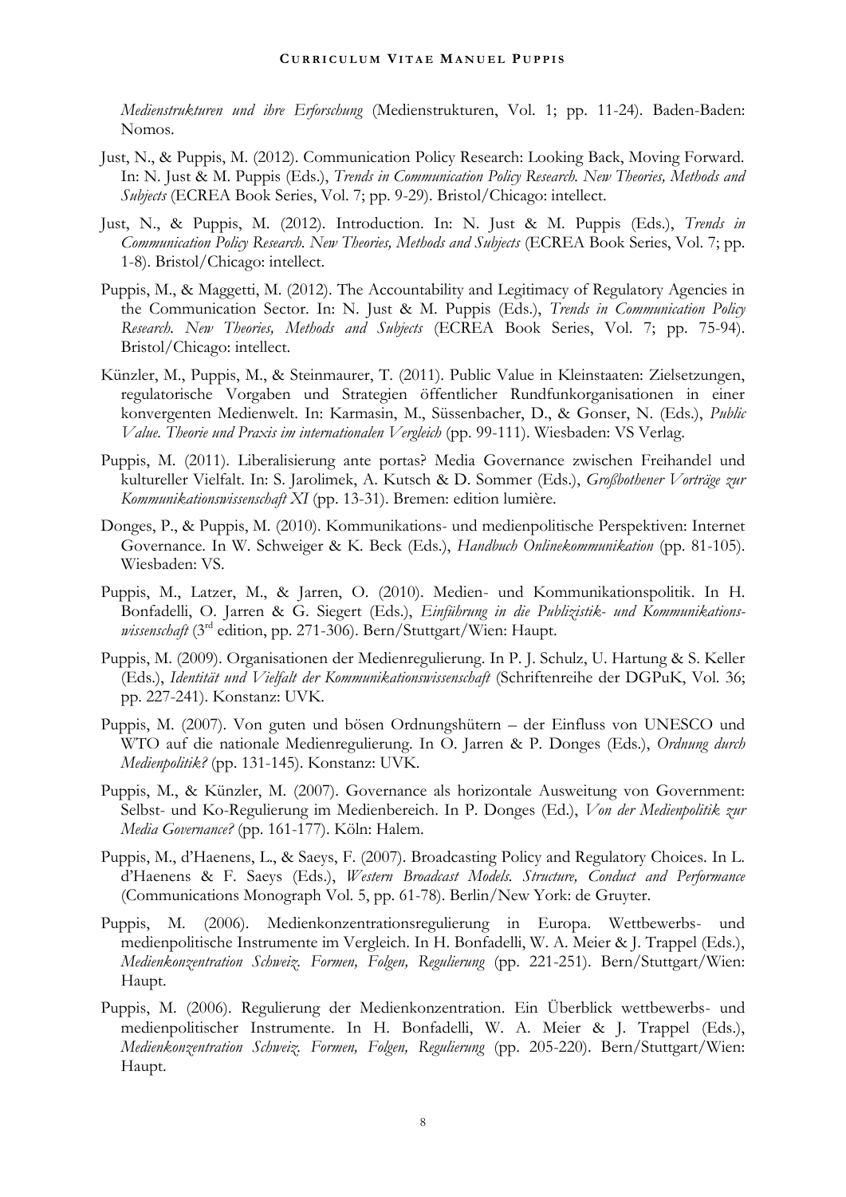*Medienstrukturen und ihre Erforschung* (Medienstrukturen, Vol. 1; pp. 11-24). Baden-Baden: Nomos.

Just, N., & Puppis, M. (2012). Communication Policy Research: Looking Back, Moving Forward. In: N. Just & M. Puppis (Eds.), *Trends in Communication Policy Research. New Theories, Methods and Subjects* (ECREA Book Series, Vol. 7; pp. 9-29). Bristol/Chicago: intellect.

Just, N., & Puppis, M. (2012). Introduction. In: N. Just & M. Puppis (Eds.), *Trends in Communication Policy Research. New Theories, Methods and Subjects* (ECREA Book Series, Vol. 7; pp. 1-8). Bristol/Chicago: intellect.

Puppis, M., & Maggetti, M. (2012). The Accountability and Legitimacy of Regulatory Agencies in the Communication Sector. In: N. Just & M. Puppis (Eds.), *Trends in Communication Policy Research. New Theories, Methods and Subjects* (ECREA Book Series, Vol. 7; pp. 75-94). Bristol/Chicago: intellect.

Künzler, M., Puppis, M., & Steinmaurer, T. (2011). Public Value in Kleinstaaten: Zielsetzungen, regulatorische Vorgaben und Strategien öffentlicher Rundfunkorganisationen in einer konvergenten Medienwelt. In: Karmasin, M., Süssenbacher, D., & Gonser, N. (Eds.), *Public Value. Theorie und Praxis im internationalen Vergleich* (pp. 99-111). Wiesbaden: VS Verlag.

Puppis, M. (2011). Liberalisierung ante portas? Media Governance zwischen Freihandel und kultureller Vielfalt. In: S. Jarolimek, A. Kutsch & D. Sommer (Eds.), *Großbothener Vorträge zur Kommunikationswissenschaft XI* (pp. 13-31). Bremen: edition lumière.

Donges, P., & Puppis, M. (2010). Kommunikations- und medienpolitische Perspektiven: Internet Governance. In W. Schweiger & K. Beck (Eds.), *Handbuch Onlinekommunikation* (pp. 81-105). Wiesbaden: VS.

Puppis, M., Latzer, M., & Jarren, O. (2010). Medien- und Kommunikationspolitik. In H. Bonfadelli, O. Jarren & G. Siegert (Eds.), *Einführung in die Publizistik- und Kommunikationswissenschaft* (3rd edition, pp. 271-306). Bern/Stuttgart/Wien: Haupt.

Puppis, M. (2009). Organisationen der Medienregulierung. In P. J. Schulz, U. Hartung & S. Keller (Eds.), *Identität und Vielfalt der Kommunikationswissenschaft* (Schriftenreihe der DGPuK, Vol. 36; pp. 227-241). Konstanz: UVK.

Puppis, M. (2007). Von guten und bösen Ordnungshütern – der Einfluss von UNESCO und WTO auf die nationale Medienregulierung. In O. Jarren & P. Donges (Eds.), *Ordnung durch Medienpolitik?* (pp. 131-145). Konstanz: UVK.

Puppis, M., & Künzler, M. (2007). Governance als horizontale Ausweitung von Government: Selbst- und Ko-Regulierung im Medienbereich. In P. Donges (Ed.), *Von der Medienpolitik zur Media Governance?* (pp. 161-177). Köln: Halem.

Puppis, M., d'Haenens, L., & Saeys, F. (2007). Broadcasting Policy and Regulatory Choices. In L. d'Haenens & F. Saeys (Eds.), *Western Broadcast Models. Structure, Conduct and Performance* (Communications Monograph Vol. 5, pp. 61-78). Berlin/New York: de Gruyter.

Puppis, M. (2006). Medienkonzentrationsregulierung in Europa. Wettbewerbs- und medienpolitische Instrumente im Vergleich. In H. Bonfadelli, W. A. Meier & J. Trappel (Eds.), *Medienkonzentration Schweiz. Formen, Folgen, Regulierung* (pp. 221-251). Bern/Stuttgart/Wien: Haupt.

Puppis, M. (2006). Regulierung der Medienkonzentration. Ein Überblick wettbewerbs- und medienpolitischer Instrumente. In H. Bonfadelli, W. A. Meier & J. Trappel (Eds.), *Medienkonzentration Schweiz. Formen, Folgen, Regulierung* (pp. 205-220). Bern/Stuttgart/Wien: Haupt.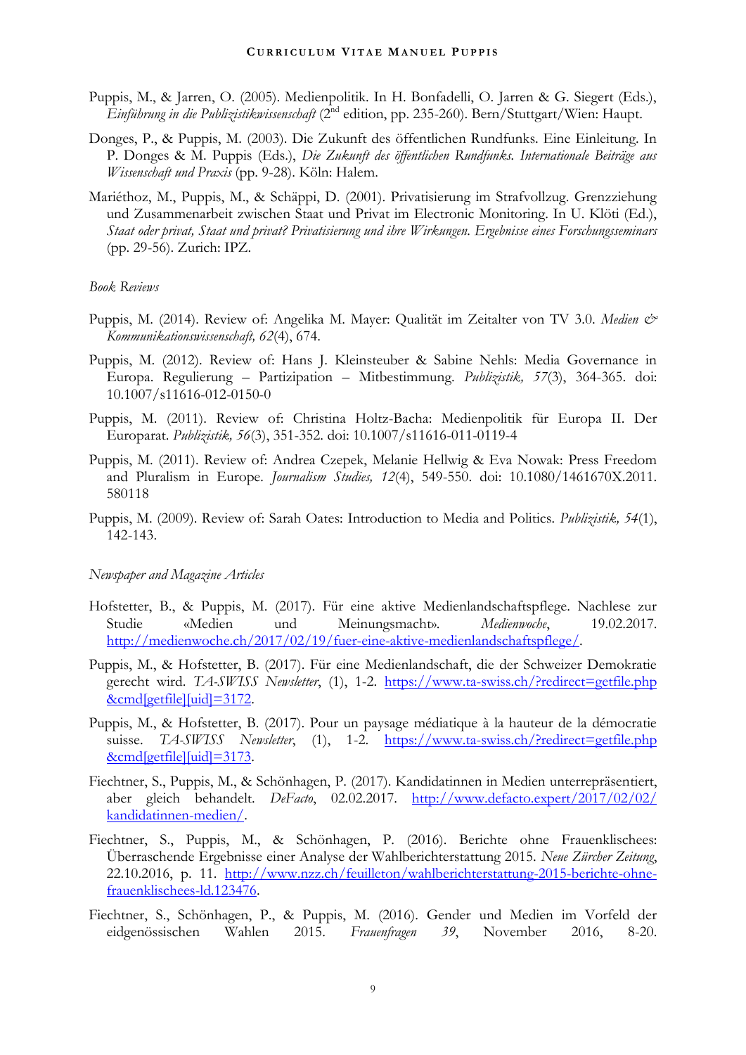Puppis, M., & Jarren, O. (2005). Medienpolitik. In H. Bonfadelli, O. Jarren & G. Siegert (Eds.), *Einführung in die Publizistikwissenschaft* (2nd edition, pp. 235-260). Bern/Stuttgart/Wien: Haupt.

Donges, P., & Puppis, M. (2003). Die Zukunft des öffentlichen Rundfunks. Eine Einleitung. In P. Donges & M. Puppis (Eds.), *Die Zukunft des öffentlichen Rundfunks. Internationale Beiträge aus Wissenschaft und Praxis* (pp. 9-28). Köln: Halem.

Mariéthoz, M., Puppis, M., & Schäppi, D. (2001). Privatisierung im Strafvollzug. Grenzziehung und Zusammenarbeit zwischen Staat und Privat im Electronic Monitoring. In U. Klöti (Ed.), *Staat oder privat, Staat und privat? Privatisierung und ihre Wirkungen. Ergebnisse eines Forschungsseminars* (pp. 29-56). Zurich: IPZ.

*Book Reviews*

Puppis, M. (2014). Review of: Angelika M. Mayer: Qualität im Zeitalter von TV 3.0. *Medien & Kommunikationswissenschaft, 62*(4), 674.

Puppis, M. (2012). Review of: Hans J. Kleinsteuber & Sabine Nehls: Media Governance in Europa. Regulierung – Partizipation – Mitbestimmung. *Publizistik, 57*(3), 364-365. doi: 10.1007/s11616-012-0150-0

Puppis, M. (2011). Review of: Christina Holtz-Bacha: Medienpolitik für Europa II. Der Europarat. *Publizistik, 56*(3), 351-352. doi: 10.1007/s11616-011-0119-4

Puppis, M. (2011). Review of: Andrea Czepek, Melanie Hellwig & Eva Nowak: Press Freedom and Pluralism in Europe. *Journalism Studies, 12*(4), 549-550. doi: 10.1080/1461670X.2011.580118

Puppis, M. (2009). Review of: Sarah Oates: Introduction to Media and Politics. *Publizistik, 54*(1), 142-143.

*Newspaper and Magazine Articles*

Hofstetter, B., & Puppis, M. (2017). Für eine aktive Medienlandschaftspflege. Nachlese zur Studie «Medien und Meinungsmacht». *Medienwoche*, 19.02.2017. http://medienwoche.ch/2017/02/19/fuer-eine-aktive-medienlandschaftspflege/.

Puppis, M., & Hofstetter, B. (2017). Für eine Medienlandschaft, die der Schweizer Demokratie gerecht wird. *TA-SWISS Newsletter*, (1), 1-2. https://www.ta-swiss.ch/?redirect=getfile.php&cmd[getfile][uid]=3172.

Puppis, M., & Hofstetter, B. (2017). Pour un paysage médiatique à la hauteur de la démocratie suisse. *TA-SWISS Newsletter*, (1), 1-2. https://www.ta-swiss.ch/?redirect=getfile.php&cmd[getfile][uid]=3173.

Fiechtner, S., Puppis, M., & Schönhagen, P. (2017). Kandidatinnen in Medien unterrepräsentiert, aber gleich behandelt. *DeFacto*, 02.02.2017. http://www.defacto.expert/2017/02/02/kandidatinnen-medien/.

Fiechtner, S., Puppis, M., & Schönhagen, P. (2016). Berichte ohne Frauenklischees: Überraschende Ergebnisse einer Analyse der Wahlberichterstattung 2015. *Neue Zürcher Zeitung*, 22.10.2016, p. 11. http://www.nzz.ch/feuilleton/wahlberichterstattung-2015-berichte-ohne-frauenklischees-ld.123476.

Fiechtner, S., Schönhagen, P., & Puppis, M. (2016). Gender und Medien im Vorfeld der eidgenössischen Wahlen 2015. *Frauenfragen 39*, November 2016, 8-20.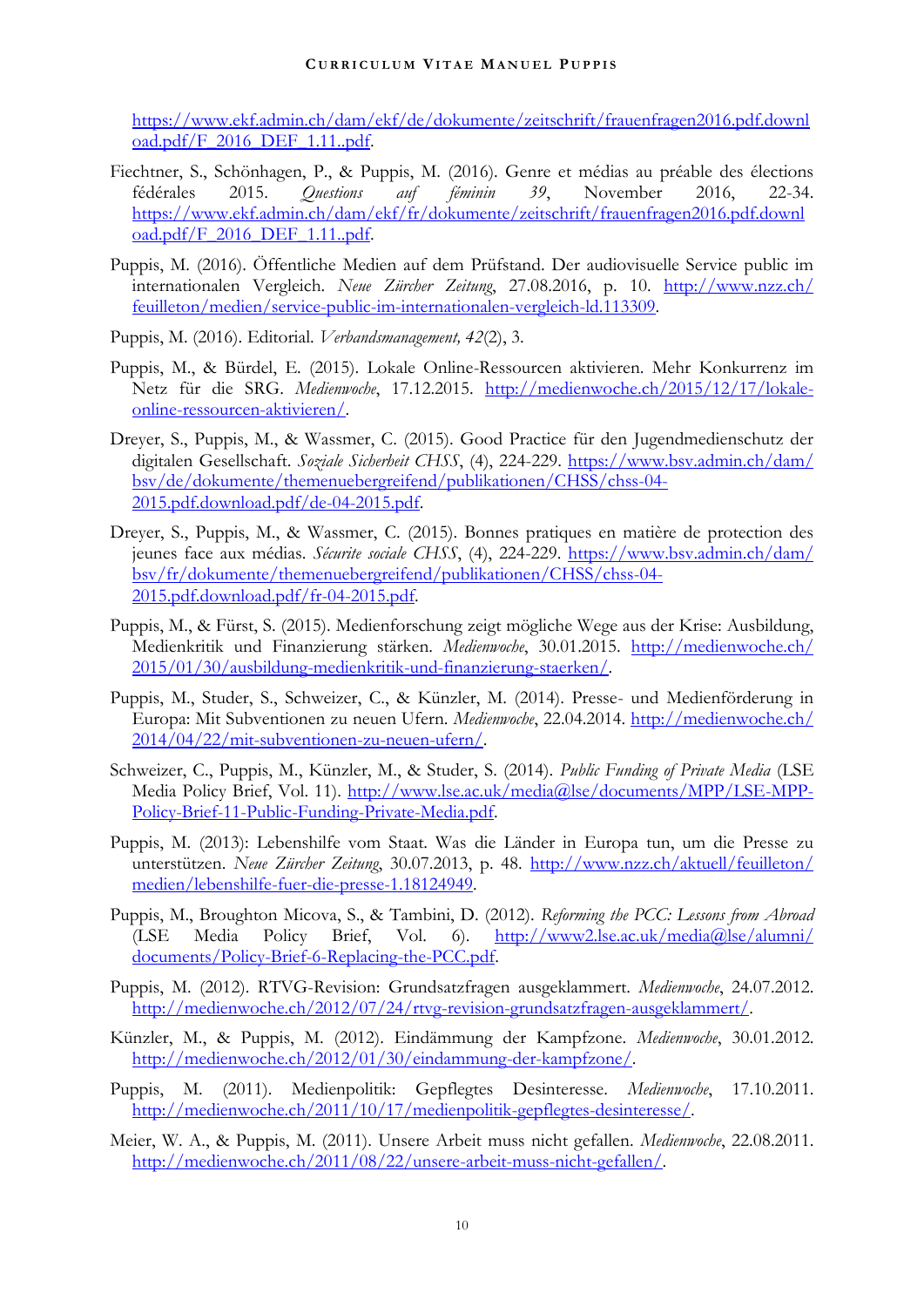https://www.ekf.admin.ch/dam/ekf/de/dokumente/zeitschrift/frauenfragen2016.pdf.download.pdf/F_2016_DEF_1.11..pdf.

Fiechtner, S., Schönhagen, P., & Puppis, M. (2016). Genre et médias au préable des élections fédérales 2015. *Questions auf féminin 39*, November 2016, 22-34. https://www.ekf.admin.ch/dam/ekf/fr/dokumente/zeitschrift/frauenfragen2016.pdf.download.pdf/F_2016_DEF_1.11..pdf.

Puppis, M. (2016). Öffentliche Medien auf dem Prüfstand. Der audiovisuelle Service public im internationalen Vergleich. *Neue Zürcher Zeitung*, 27.08.2016, p. 10. http://www.nzz.ch/feuilleton/medien/service-public-im-internationalen-vergleich-ld.113309.

Puppis, M. (2016). Editorial. *Verbandsmanagement, 42*(2), 3.

Puppis, M., & Bürdel, E. (2015). Lokale Online-Ressourcen aktivieren. Mehr Konkurrenz im Netz für die SRG. *Medienwoche*, 17.12.2015. http://medienwoche.ch/2015/12/17/lokale-online-ressourcen-aktivieren/.

Dreyer, S., Puppis, M., & Wassmer, C. (2015). Good Practice für den Jugendmedienschutz der digitalen Gesellschaft. *Soziale Sicherheit CHSS*, (4), 224-229. https://www.bsv.admin.ch/dam/bsv/de/dokumente/themenuebergreifend/publikationen/CHSS/chss-04-2015.pdf.download.pdf/de-04-2015.pdf.

Dreyer, S., Puppis, M., & Wassmer, C. (2015). Bonnes pratiques en matière de protection des jeunes face aux médias. *Sécurite sociale CHSS*, (4), 224-229. https://www.bsv.admin.ch/dam/bsv/fr/dokumente/themenuebergreifend/publikationen/CHSS/chss-04-2015.pdf.download.pdf/fr-04-2015.pdf.

Puppis, M., & Fürst, S. (2015). Medienforschung zeigt mögliche Wege aus der Krise: Ausbildung, Medienkritik und Finanzierung stärken. *Medienwoche*, 30.01.2015. http://medienwoche.ch/2015/01/30/ausbildung-medienkritik-und-finanzierung-staerken/.

Puppis, M., Studer, S., Schweizer, C., & Künzler, M. (2014). Presse- und Medienförderung in Europa: Mit Subventionen zu neuen Ufern. *Medienwoche*, 22.04.2014. http://medienwoche.ch/2014/04/22/mit-subventionen-zu-neuen-ufern/.

Schweizer, C., Puppis, M., Künzler, M., & Studer, S. (2014). *Public Funding of Private Media* (LSE Media Policy Brief, Vol. 11). http://www.lse.ac.uk/media@lse/documents/MPP/LSE-MPP-Policy-Brief-11-Public-Funding-Private-Media.pdf.

Puppis, M. (2013): Lebenshilfe vom Staat. Was die Länder in Europa tun, um die Presse zu unterstützen. *Neue Zürcher Zeitung*, 30.07.2013, p. 48. http://www.nzz.ch/aktuell/feuilleton/medien/lebenshilfe-fuer-die-presse-1.18124949.

Puppis, M., Broughton Micova, S., & Tambini, D. (2012). *Reforming the PCC: Lessons from Abroad* (LSE Media Policy Brief, Vol. 6). http://www2.lse.ac.uk/media@lse/alumni/documents/Policy-Brief-6-Replacing-the-PCC.pdf.

Puppis, M. (2012). RTVG-Revision: Grundsatzfragen ausgeklammert. *Medienwoche*, 24.07.2012. http://medienwoche.ch/2012/07/24/rtvg-revision-grundsatzfragen-ausgeklammert/.

Künzler, M., & Puppis, M. (2012). Eindämmung der Kampfzone. *Medienwoche*, 30.01.2012. http://medienwoche.ch/2012/01/30/eindammung-der-kampfzone/.

Puppis, M. (2011). Medienpolitik: Gepflegtes Desinteresse. *Medienwoche*, 17.10.2011. http://medienwoche.ch/2011/10/17/medienpolitik-gepflegtes-desinteresse/.

Meier, W. A., & Puppis, M. (2011). Unsere Arbeit muss nicht gefallen. *Medienwoche*, 22.08.2011. http://medienwoche.ch/2011/08/22/unsere-arbeit-muss-nicht-gefallen/.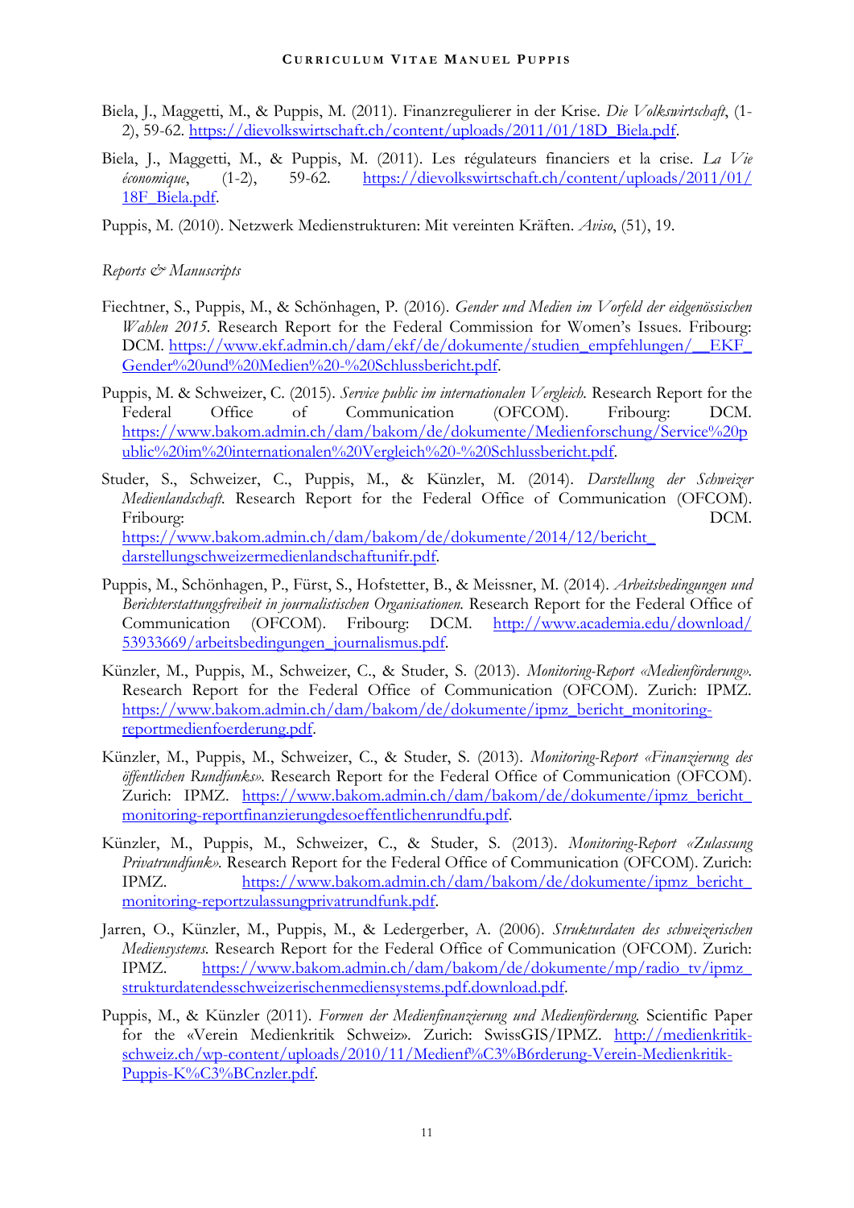Biela, J., Maggetti, M., & Puppis, M. (2011). Finanzregulierer in der Krise. *Die Volkswirtschaft*, (1-2), 59-62. https://dievolkswirtschaft.ch/content/uploads/2011/01/18D_Biela.pdf.

Biela, J., Maggetti, M., & Puppis, M. (2011). Les régulateurs financiers et la crise. *La Vie économique*, (1-2), 59-62. https://dievolkswirtschaft.ch/content/uploads/2011/01/18F_Biela.pdf.

Puppis, M. (2010). Netzwerk Medienstrukturen: Mit vereinten Kräften. *Aviso*, (51), 19.

*Reports & Manuscripts*

Fiechtner, S., Puppis, M., & Schönhagen, P. (2016). *Gender und Medien im Vorfeld der eidgenössischen Wahlen 2015*. Research Report for the Federal Commission for Women's Issues. Fribourg: DCM. https://www.ekf.admin.ch/dam/ekf/de/dokumente/studien_empfehlungen/__EKF_Gender%20und%20Medien%20-%20Schlussbericht.pdf.

Puppis, M. & Schweizer, C. (2015). *Service public im internationalen Vergleich*. Research Report for the Federal Office of Communication (OFCOM). Fribourg: DCM. https://www.bakom.admin.ch/dam/bakom/de/dokumente/Medienforschung/Service%20public%20im%20internationalen%20Vergleich%20-%20Schlussbericht.pdf.

Studer, S., Schweizer, C., Puppis, M., & Künzler, M. (2014). *Darstellung der Schweizer Medienlandschaft*. Research Report for the Federal Office of Communication (OFCOM). Fribourg: DCM. https://www.bakom.admin.ch/dam/bakom/de/dokumente/2014/12/bericht_darstellungschweizermedienlandschaftunifr.pdf.

Puppis, M., Schönhagen, P., Fürst, S., Hofstetter, B., & Meissner, M. (2014). *Arbeitsbedingungen und Berichterstattungsfreiheit in journalistischen Organisationen*. Research Report for the Federal Office of Communication (OFCOM). Fribourg: DCM. http://www.academia.edu/download/53933669/arbeitsbedingungen_journalismus.pdf.

Künzler, M., Puppis, M., Schweizer, C., & Studer, S. (2013). *Monitoring-Report «Medienförderung»*. Research Report for the Federal Office of Communication (OFCOM). Zurich: IPMZ. https://www.bakom.admin.ch/dam/bakom/de/dokumente/ipmz_bericht_monitoring-reportmedienfoerderung.pdf.

Künzler, M., Puppis, M., Schweizer, C., & Studer, S. (2013). *Monitoring-Report «Finanzierung des öffentlichen Rundfunks»*. Research Report for the Federal Office of Communication (OFCOM). Zurich: IPMZ. https://www.bakom.admin.ch/dam/bakom/de/dokumente/ipmz_bericht_monitoring-reportfinanzierungdesoeffentlichenrundfu.pdf.

Künzler, M., Puppis, M., Schweizer, C., & Studer, S. (2013). *Monitoring-Report «Zulassung Privatrundfunk»*. Research Report for the Federal Office of Communication (OFCOM). Zurich: IPMZ. https://www.bakom.admin.ch/dam/bakom/de/dokumente/ipmz_bericht_monitoring-reportzulassungprivatrundfunk.pdf.

Jarren, O., Künzler, M., Puppis, M., & Ledergerber, A. (2006). *Strukturdaten des schweizerischen Mediensystems*. Research Report for the Federal Office of Communication (OFCOM). Zurich: IPMZ. https://www.bakom.admin.ch/dam/bakom/de/dokumente/mp/radio_tv/ipmz_strukturdatendesschweizerischenmediensystems.pdf.download.pdf.

Puppis, M., & Künzler (2011). *Formen der Medienfinanzierung und Medienförderung*. Scientific Paper for the «Verein Medienkritik Schweiz». Zurich: SwissGIS/IPMZ. http://medienkritik-schweiz.ch/wp-content/uploads/2010/11/Medienf%C3%B6rderung-Verein-Medienkritik-Puppis-K%C3%BCnzler.pdf.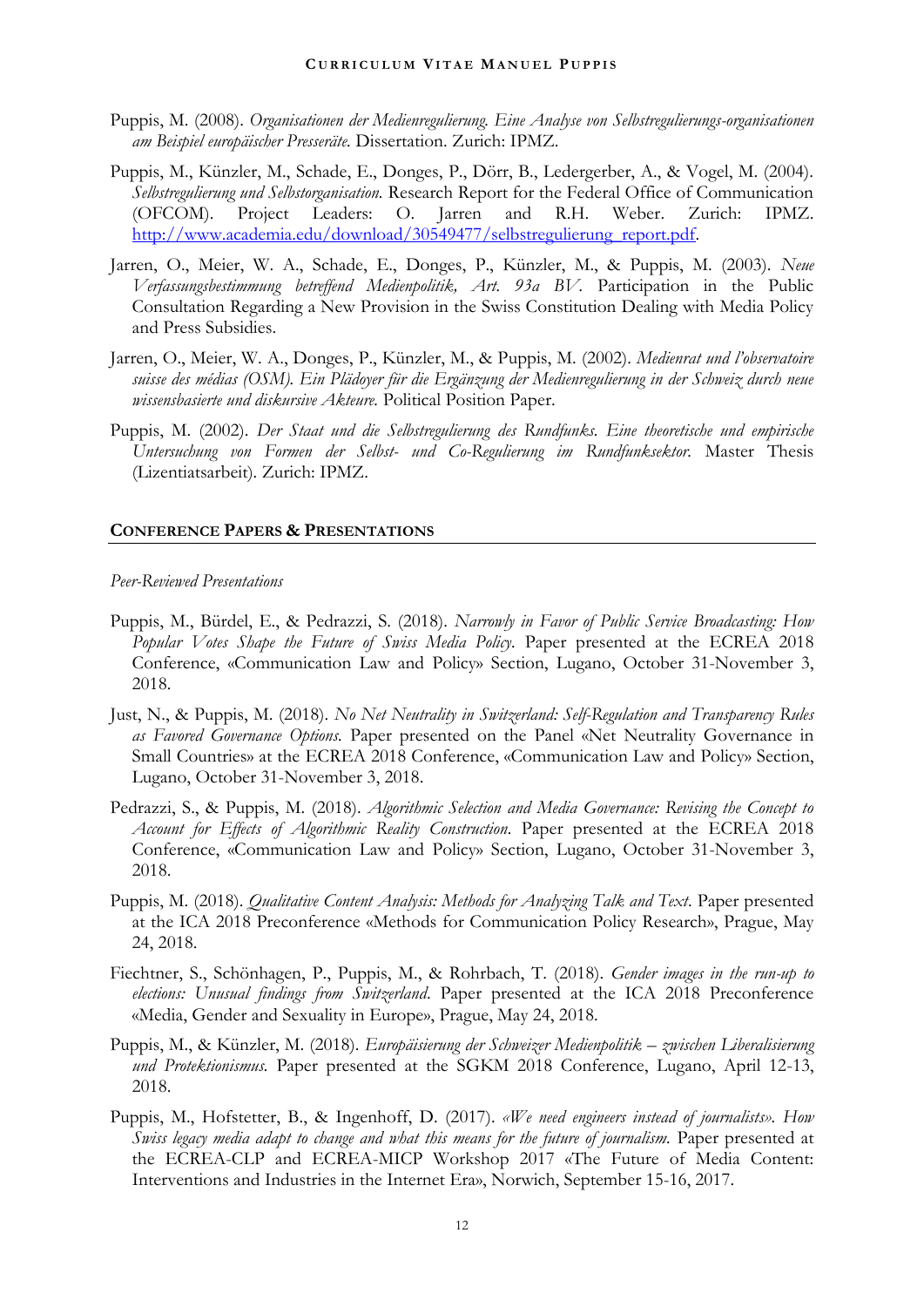Puppis, M. (2008). *Organisationen der Medienregulierung. Eine Analyse von Selbstregulierungs-organisationen am Beispiel europäischer Presseräte.* Dissertation. Zurich: IPMZ.

Puppis, M., Künzler, M., Schade, E., Donges, P., Dörr, B., Ledergerber, A., & Vogel, M. (2004). *Selbstregulierung und Selbstorganisation.* Research Report for the Federal Office of Communication (OFCOM). Project Leaders: O. Jarren and R.H. Weber. Zurich: IPMZ. http://www.academia.edu/download/30549477/selbstregulierung_report.pdf.

Jarren, O., Meier, W. A., Schade, E., Donges, P., Künzler, M., & Puppis, M. (2003). *Neue Verfassungsbestimmung betreffend Medienpolitik, Art. 93a BV.* Participation in the Public Consultation Regarding a New Provision in the Swiss Constitution Dealing with Media Policy and Press Subsidies.

Jarren, O., Meier, W. A., Donges, P., Künzler, M., & Puppis, M. (2002). *Medienrat und l'observatoire suisse des médias (OSM). Ein Plädoyer für die Ergänzung der Medienregulierung in der Schweiz durch neue wissensbasierte und diskursive Akteure.* Political Position Paper.

Puppis, M. (2002). *Der Staat und die Selbstregulierung des Rundfunks. Eine theoretische und empirische Untersuchung von Formen der Selbst- und Co-Regulierung im Rundfunksektor.* Master Thesis (Lizentiatsarbeit). Zurich: IPMZ.

## CONFERENCE PAPERS & PRESENTATIONS

*Peer-Reviewed Presentations*

Puppis, M., Bürdel, E., & Pedrazzi, S. (2018). *Narrowly in Favor of Public Service Broadcasting: How Popular Votes Shape the Future of Swiss Media Policy.* Paper presented at the ECREA 2018 Conference, «Communication Law and Policy» Section, Lugano, October 31-November 3, 2018.

Just, N., & Puppis, M. (2018). *No Net Neutrality in Switzerland: Self-Regulation and Transparency Rules as Favored Governance Options.* Paper presented on the Panel «Net Neutrality Governance in Small Countries» at the ECREA 2018 Conference, «Communication Law and Policy» Section, Lugano, October 31-November 3, 2018.

Pedrazzi, S., & Puppis, M. (2018). *Algorithmic Selection and Media Governance: Revising the Concept to Account for Effects of Algorithmic Reality Construction.* Paper presented at the ECREA 2018 Conference, «Communication Law and Policy» Section, Lugano, October 31-November 3, 2018.

Puppis, M. (2018). *Qualitative Content Analysis: Methods for Analyzing Talk and Text.* Paper presented at the ICA 2018 Preconference «Methods for Communication Policy Research», Prague, May 24, 2018.

Fiechtner, S., Schönhagen, P., Puppis, M., & Rohrbach, T. (2018). *Gender images in the run-up to elections: Unusual findings from Switzerland.* Paper presented at the ICA 2018 Preconference «Media, Gender and Sexuality in Europe», Prague, May 24, 2018.

Puppis, M., & Künzler, M. (2018). *Europäisierung der Schweizer Medienpolitik – zwischen Liberalisierung und Protektionismus.* Paper presented at the SGKM 2018 Conference, Lugano, April 12-13, 2018.

Puppis, M., Hofstetter, B., & Ingenhoff, D. (2017). *«We need engineers instead of journalists». How Swiss legacy media adapt to change and what this means for the future of journalism.* Paper presented at the ECREA-CLP and ECREA-MICP Workshop 2017 «The Future of Media Content: Interventions and Industries in the Internet Era», Norwich, September 15-16, 2017.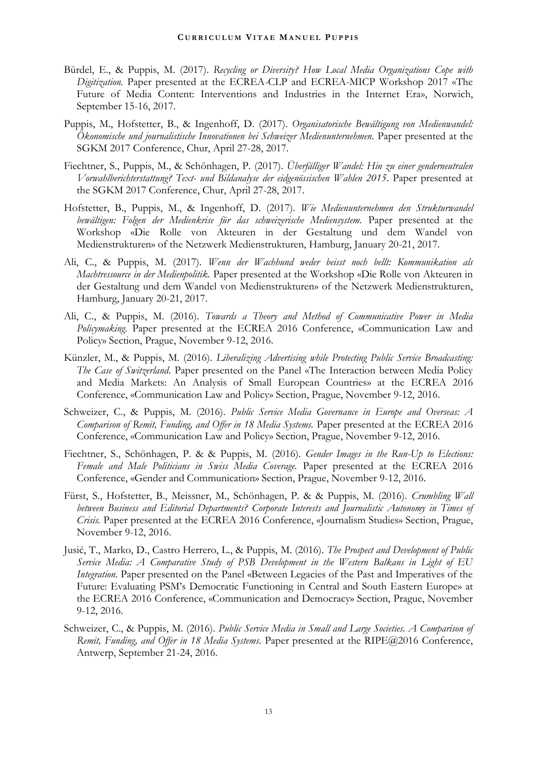Bürdel, E., & Puppis, M. (2017). *Recycling or Diversity? How Local Media Organizations Cope with Digitization.* Paper presented at the ECREA-CLP and ECREA-MICP Workshop 2017 «The Future of Media Content: Interventions and Industries in the Internet Era», Norwich, September 15-16, 2017.

Puppis, M., Hofstetter, B., & Ingenhoff, D. (2017). *Organisatorische Bewältigung von Medienwandel: Ökonomische und journalistische Innovationen bei Schweizer Medienunternehmen*. Paper presented at the SGKM 2017 Conference, Chur, April 27-28, 2017.

Fiechtner, S., Puppis, M., & Schönhagen, P. (2017). *Überfälliger Wandel: Hin zu einer genderneutralen Vorwahlberichterstattung? Text- und Bildanalyse der eidgenössischen Wahlen 2015*. Paper presented at the SGKM 2017 Conference, Chur, April 27-28, 2017.

Hofstetter, B., Puppis, M., & Ingenhoff, D. (2017). *Wie Medienunternehmen den Strukturwandel bewältigen: Folgen der Medienkrise für das schweizerische Mediensystem.* Paper presented at the Workshop «Die Rolle von Akteuren in der Gestaltung und dem Wandel von Medienstrukturen» of the Netzwerk Medienstrukturen, Hamburg, January 20-21, 2017.

Ali, C., & Puppis, M. (2017). *Wenn der Wachhund weder beisst noch bellt: Kommunikation als Machtressource in der Medienpolitik.* Paper presented at the Workshop «Die Rolle von Akteuren in der Gestaltung und dem Wandel von Medienstrukturen» of the Netzwerk Medienstrukturen, Hamburg, January 20-21, 2017.

Ali, C., & Puppis, M. (2016). *Towards a Theory and Method of Communicative Power in Media Policymaking.* Paper presented at the ECREA 2016 Conference, «Communication Law and Policy» Section, Prague, November 9-12, 2016.

Künzler, M., & Puppis, M. (2016). *Liberalizing Advertising while Protecting Public Service Broadcasting: The Case of Switzerland*. Paper presented on the Panel «The Interaction between Media Policy and Media Markets: An Analysis of Small European Countries» at the ECREA 2016 Conference, «Communication Law and Policy» Section, Prague, November 9-12, 2016.

Schweizer, C., & Puppis, M. (2016). *Public Service Media Governance in Europe and Overseas: A Comparison of Remit, Funding, and Offer in 18 Media Systems.* Paper presented at the ECREA 2016 Conference, «Communication Law and Policy» Section, Prague, November 9-12, 2016.

Fiechtner, S., Schönhagen, P. & & Puppis, M. (2016). *Gender Images in the Run-Up to Elections: Female and Male Politicians in Swiss Media Coverage.* Paper presented at the ECREA 2016 Conference, «Gender and Communication» Section, Prague, November 9-12, 2016.

Fürst, S., Hofstetter, B., Meissner, M., Schönhagen, P. & & Puppis, M. (2016). *Crumbling Wall between Business and Editorial Departments? Corporate Interests and Journalistic Autonomy in Times of Crisis.* Paper presented at the ECREA 2016 Conference, «Journalism Studies» Section, Prague, November 9-12, 2016.

Jusić, T., Marko, D., Castro Herrero, L., & Puppis, M. (2016). *The Prospect and Development of Public Service Media: A Comparative Study of PSB Development in the Western Balkans in Light of EU Integration.* Paper presented on the Panel «Between Legacies of the Past and Imperatives of the Future: Evaluating PSM's Democratic Functioning in Central and South Eastern Europe» at the ECREA 2016 Conference, «Communication and Democracy» Section, Prague, November 9-12, 2016.

Schweizer, C., & Puppis, M. (2016). *Public Service Media in Small and Large Societies. A Comparison of Remit, Funding, and Offer in 18 Media Systems*. Paper presented at the RIPE@2016 Conference, Antwerp, September 21-24, 2016.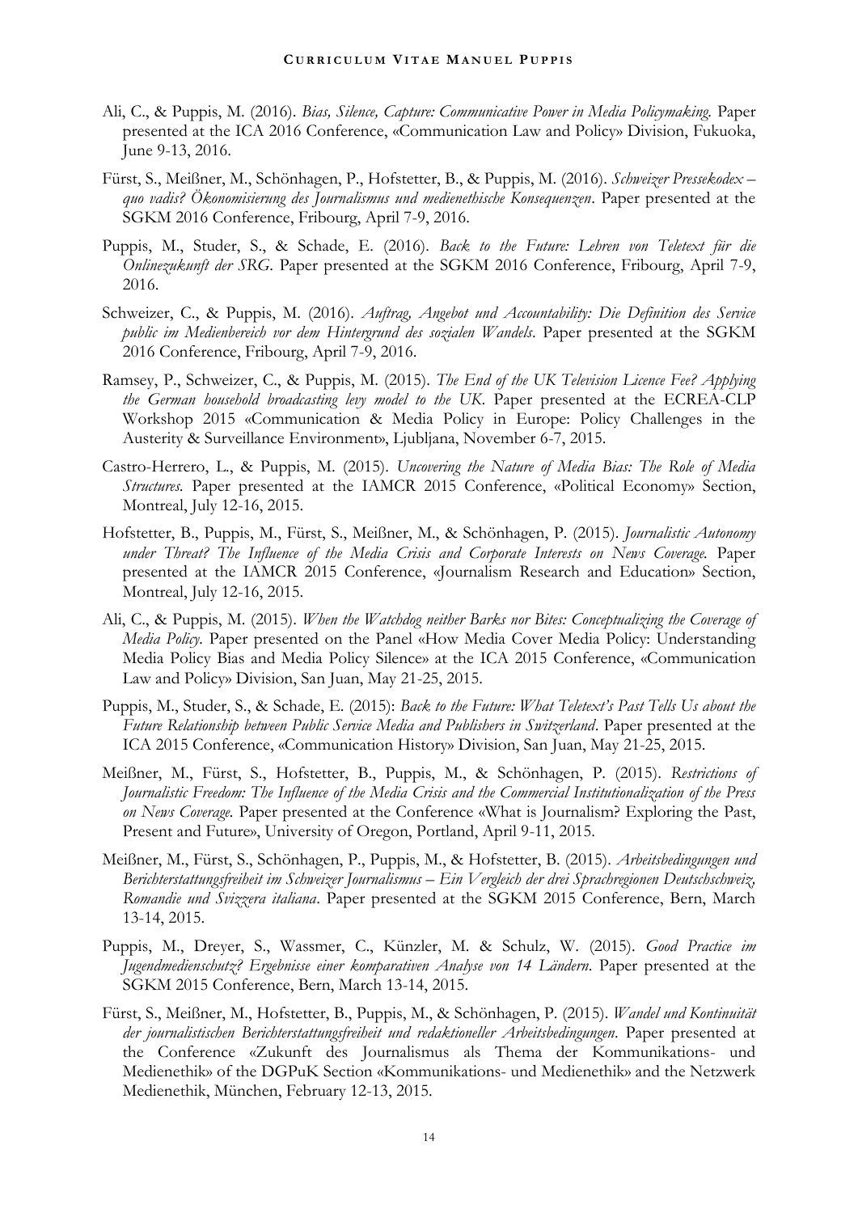Ali, C., & Puppis, M. (2016). *Bias, Silence, Capture: Communicative Power in Media Policymaking.* Paper presented at the ICA 2016 Conference, «Communication Law and Policy» Division, Fukuoka, June 9-13, 2016.

Fürst, S., Meißner, M., Schönhagen, P., Hofstetter, B., & Puppis, M. (2016). *Schweizer Pressekodex – quo vadis? Ökonomisierung des Journalismus und medienethische Konsequenzen*. Paper presented at the SGKM 2016 Conference, Fribourg, April 7-9, 2016.

Puppis, M., Studer, S., & Schade, E. (2016). *Back to the Future: Lehren von Teletext für die Onlinezukunft der SRG*. Paper presented at the SGKM 2016 Conference, Fribourg, April 7-9, 2016.

Schweizer, C., & Puppis, M. (2016). *Auftrag, Angebot und Accountability: Die Definition des Service public im Medienbereich vor dem Hintergrund des sozialen Wandels*. Paper presented at the SGKM 2016 Conference, Fribourg, April 7-9, 2016.

Ramsey, P., Schweizer, C., & Puppis, M. (2015). *The End of the UK Television Licence Fee? Applying the German household broadcasting levy model to the UK.* Paper presented at the ECREA-CLP Workshop 2015 «Communication & Media Policy in Europe: Policy Challenges in the Austerity & Surveillance Environment», Ljubljana, November 6-7, 2015.

Castro-Herrero, L., & Puppis, M. (2015). *Uncovering the Nature of Media Bias: The Role of Media Structures.* Paper presented at the IAMCR 2015 Conference, «Political Economy» Section, Montreal, July 12-16, 2015.

Hofstetter, B., Puppis, M., Fürst, S., Meißner, M., & Schönhagen, P. (2015). *Journalistic Autonomy under Threat? The Influence of the Media Crisis and Corporate Interests on News Coverage.* Paper presented at the IAMCR 2015 Conference, «Journalism Research and Education» Section, Montreal, July 12-16, 2015.

Ali, C., & Puppis, M. (2015). *When the Watchdog neither Barks nor Bites: Conceptualizing the Coverage of Media Policy.* Paper presented on the Panel «How Media Cover Media Policy: Understanding Media Policy Bias and Media Policy Silence» at the ICA 2015 Conference, «Communication Law and Policy» Division, San Juan, May 21-25, 2015.

Puppis, M., Studer, S., & Schade, E. (2015): *Back to the Future: What Teletext's Past Tells Us about the Future Relationship between Public Service Media and Publishers in Switzerland*. Paper presented at the ICA 2015 Conference, «Communication History» Division, San Juan, May 21-25, 2015.

Meißner, M., Fürst, S., Hofstetter, B., Puppis, M., & Schönhagen, P. (2015). *Restrictions of Journalistic Freedom: The Influence of the Media Crisis and the Commercial Institutionalization of the Press on News Coverage.* Paper presented at the Conference «What is Journalism? Exploring the Past, Present and Future», University of Oregon, Portland, April 9-11, 2015.

Meißner, M., Fürst, S., Schönhagen, P., Puppis, M., & Hofstetter, B. (2015). *Arbeitsbedingungen und Berichterstattungsfreiheit im Schweizer Journalismus – Ein Vergleich der drei Sprachregionen Deutschschweiz, Romandie und Svizzera italiana*. Paper presented at the SGKM 2015 Conference, Bern, March 13-14, 2015.

Puppis, M., Dreyer, S., Wassmer, C., Künzler, M. & Schulz, W. (2015). *Good Practice im Jugendmedienschutz? Ergebnisse einer komparativen Analyse von 14 Ländern*. Paper presented at the SGKM 2015 Conference, Bern, March 13-14, 2015.

Fürst, S., Meißner, M., Hofstetter, B., Puppis, M., & Schönhagen, P. (2015). *Wandel und Kontinuität der journalistischen Berichterstattungsfreiheit und redaktioneller Arbeitsbedingungen*. Paper presented at the Conference «Zukunft des Journalismus als Thema der Kommunikations- und Medienethik» of the DGPuK Section «Kommunikations- und Medienethik» and the Netzwerk Medienethik, München, February 12-13, 2015.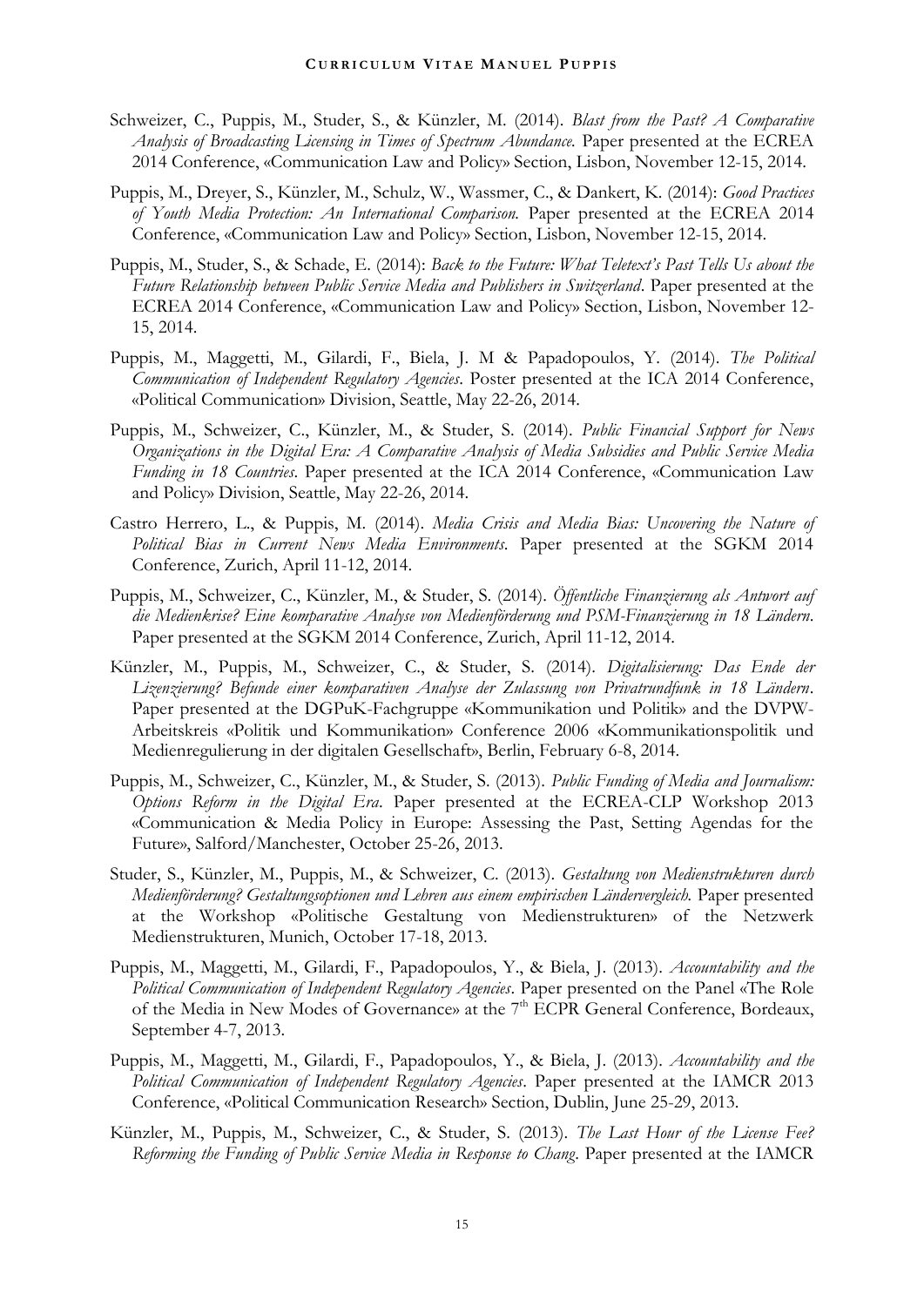Schweizer, C., Puppis, M., Studer, S., & Künzler, M. (2014). *Blast from the Past? A Comparative Analysis of Broadcasting Licensing in Times of Spectrum Abundance.* Paper presented at the ECREA 2014 Conference, «Communication Law and Policy» Section, Lisbon, November 12-15, 2014.

Puppis, M., Dreyer, S., Künzler, M., Schulz, W., Wassmer, C., & Dankert, K. (2014): *Good Practices of Youth Media Protection: An International Comparison.* Paper presented at the ECREA 2014 Conference, «Communication Law and Policy» Section, Lisbon, November 12-15, 2014.

Puppis, M., Studer, S., & Schade, E. (2014): *Back to the Future: What Teletext's Past Tells Us about the Future Relationship between Public Service Media and Publishers in Switzerland*. Paper presented at the ECREA 2014 Conference, «Communication Law and Policy» Section, Lisbon, November 12-15, 2014.

Puppis, M., Maggetti, M., Gilardi, F., Biela, J. M & Papadopoulos, Y. (2014). *The Political Communication of Independent Regulatory Agencies*. Poster presented at the ICA 2014 Conference, «Political Communication» Division, Seattle, May 22-26, 2014.

Puppis, M., Schweizer, C., Künzler, M., & Studer, S. (2014). *Public Financial Support for News Organizations in the Digital Era: A Comparative Analysis of Media Subsidies and Public Service Media Funding in 18 Countries*. Paper presented at the ICA 2014 Conference, «Communication Law and Policy» Division, Seattle, May 22-26, 2014.

Castro Herrero, L., & Puppis, M. (2014). *Media Crisis and Media Bias: Uncovering the Nature of Political Bias in Current News Media Environments*. Paper presented at the SGKM 2014 Conference, Zurich, April 11-12, 2014.

Puppis, M., Schweizer, C., Künzler, M., & Studer, S. (2014). *Öffentliche Finanzierung als Antwort auf die Medienkrise? Eine komparative Analyse von Medienförderung und PSM-Finanzierung in 18 Ländern*. Paper presented at the SGKM 2014 Conference, Zurich, April 11-12, 2014.

Künzler, M., Puppis, M., Schweizer, C., & Studer, S. (2014). *Digitalisierung: Das Ende der Lizenzierung? Befunde einer komparativen Analyse der Zulassung von Privatrundfunk in 18 Ländern*. Paper presented at the DGPuK-Fachgruppe «Kommunikation und Politik» and the DVPW-Arbeitskreis «Politik und Kommunikation» Conference 2006 «Kommunikationspolitik und Medienregulierung in der digitalen Gesellschaft», Berlin, February 6-8, 2014.

Puppis, M., Schweizer, C., Künzler, M., & Studer, S. (2013). *Public Funding of Media and Journalism: Options Reform in the Digital Era*. Paper presented at the ECREA-CLP Workshop 2013 «Communication & Media Policy in Europe: Assessing the Past, Setting Agendas for the Future», Salford/Manchester, October 25-26, 2013.

Studer, S., Künzler, M., Puppis, M., & Schweizer, C. (2013). *Gestaltung von Medienstrukturen durch Medienförderung? Gestaltungsoptionen und Lehren aus einem empirischen Ländervergleich.* Paper presented at the Workshop «Politische Gestaltung von Medienstrukturen» of the Netzwerk Medienstrukturen, Munich, October 17-18, 2013.

Puppis, M., Maggetti, M., Gilardi, F., Papadopoulos, Y., & Biela, J. (2013). *Accountability and the Political Communication of Independent Regulatory Agencies*. Paper presented on the Panel «The Role of the Media in New Modes of Governance» at the 7th ECPR General Conference, Bordeaux, September 4-7, 2013.

Puppis, M., Maggetti, M., Gilardi, F., Papadopoulos, Y., & Biela, J. (2013). *Accountability and the Political Communication of Independent Regulatory Agencies*. Paper presented at the IAMCR 2013 Conference, «Political Communication Research» Section, Dublin, June 25-29, 2013.

Künzler, M., Puppis, M., Schweizer, C., & Studer, S. (2013). *The Last Hour of the License Fee? Reforming the Funding of Public Service Media in Response to Chang.* Paper presented at the IAMCR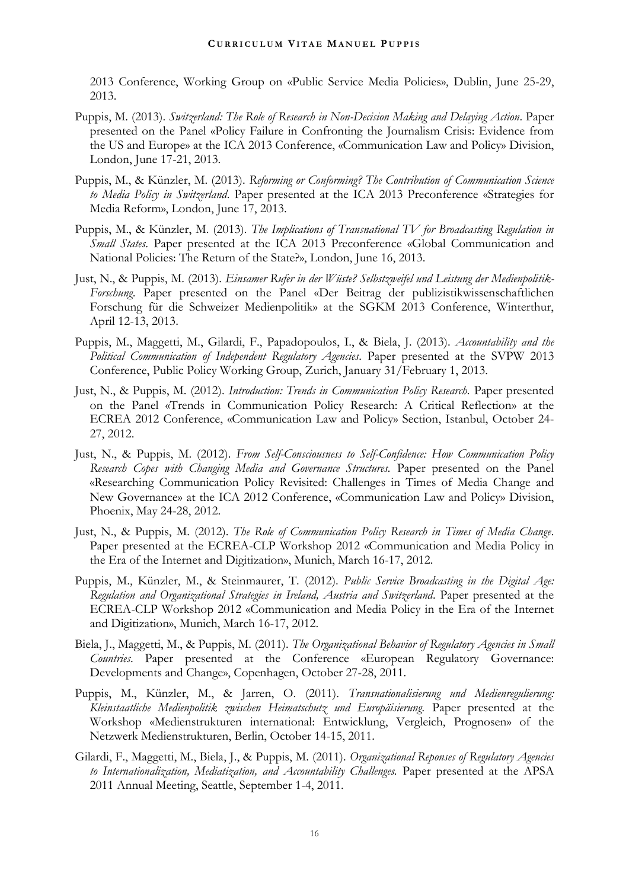2013 Conference, Working Group on «Public Service Media Policies», Dublin, June 25-29, 2013.

Puppis, M. (2013). *Switzerland: The Role of Research in Non-Decision Making and Delaying Action*. Paper presented on the Panel «Policy Failure in Confronting the Journalism Crisis: Evidence from the US and Europe» at the ICA 2013 Conference, «Communication Law and Policy» Division, London, June 17-21, 2013.

Puppis, M., & Künzler, M. (2013). *Reforming or Conforming? The Contribution of Communication Science to Media Policy in Switzerland*. Paper presented at the ICA 2013 Preconference «Strategies for Media Reform», London, June 17, 2013.

Puppis, M., & Künzler, M. (2013). *The Implications of Transnational TV for Broadcasting Regulation in Small States*. Paper presented at the ICA 2013 Preconference «Global Communication and National Policies: The Return of the State?», London, June 16, 2013.

Just, N., & Puppis, M. (2013). *Einsamer Rufer in der Wüste? Selbstzweifel und Leistung der Medienpolitik-Forschung*. Paper presented on the Panel «Der Beitrag der publizistikwissenschaftlichen Forschung für die Schweizer Medienpolitik» at the SGKM 2013 Conference, Winterthur, April 12-13, 2013.

Puppis, M., Maggetti, M., Gilardi, F., Papadopoulos, I., & Biela, J. (2013). *Accountability and the Political Communication of Independent Regulatory Agencies*. Paper presented at the SVPW 2013 Conference, Public Policy Working Group, Zurich, January 31/February 1, 2013.

Just, N., & Puppis, M. (2012). *Introduction: Trends in Communication Policy Research*. Paper presented on the Panel «Trends in Communication Policy Research: A Critical Reflection» at the ECREA 2012 Conference, «Communication Law and Policy» Section, Istanbul, October 24-27, 2012.

Just, N., & Puppis, M. (2012). *From Self-Consciousness to Self-Confidence: How Communication Policy Research Copes with Changing Media and Governance Structures*. Paper presented on the Panel «Researching Communication Policy Revisited: Challenges in Times of Media Change and New Governance» at the ICA 2012 Conference, «Communication Law and Policy» Division, Phoenix, May 24-28, 2012.

Just, N., & Puppis, M. (2012). *The Role of Communication Policy Research in Times of Media Change*. Paper presented at the ECREA-CLP Workshop 2012 «Communication and Media Policy in the Era of the Internet and Digitization», Munich, March 16-17, 2012.

Puppis, M., Künzler, M., & Steinmaurer, T. (2012). *Public Service Broadcasting in the Digital Age: Regulation and Organizational Strategies in Ireland, Austria and Switzerland*. Paper presented at the ECREA-CLP Workshop 2012 «Communication and Media Policy in the Era of the Internet and Digitization», Munich, March 16-17, 2012.

Biela, J., Maggetti, M., & Puppis, M. (2011). *The Organizational Behavior of Regulatory Agencies in Small Countries*. Paper presented at the Conference «European Regulatory Governance: Developments and Change», Copenhagen, October 27-28, 2011.

Puppis, M., Künzler, M., & Jarren, O. (2011). *Transnationalisierung und Medienregulierung: Kleinstaatliche Medienpolitik zwischen Heimatschutz und Europäisierung*. Paper presented at the Workshop «Medienstrukturen international: Entwicklung, Vergleich, Prognosen» of the Netzwerk Medienstrukturen, Berlin, October 14-15, 2011.

Gilardi, F., Maggetti, M., Biela, J., & Puppis, M. (2011). *Organizational Reponses of Regulatory Agencies to Internationalization, Mediatization, and Accountability Challenges*. Paper presented at the APSA 2011 Annual Meeting, Seattle, September 1-4, 2011.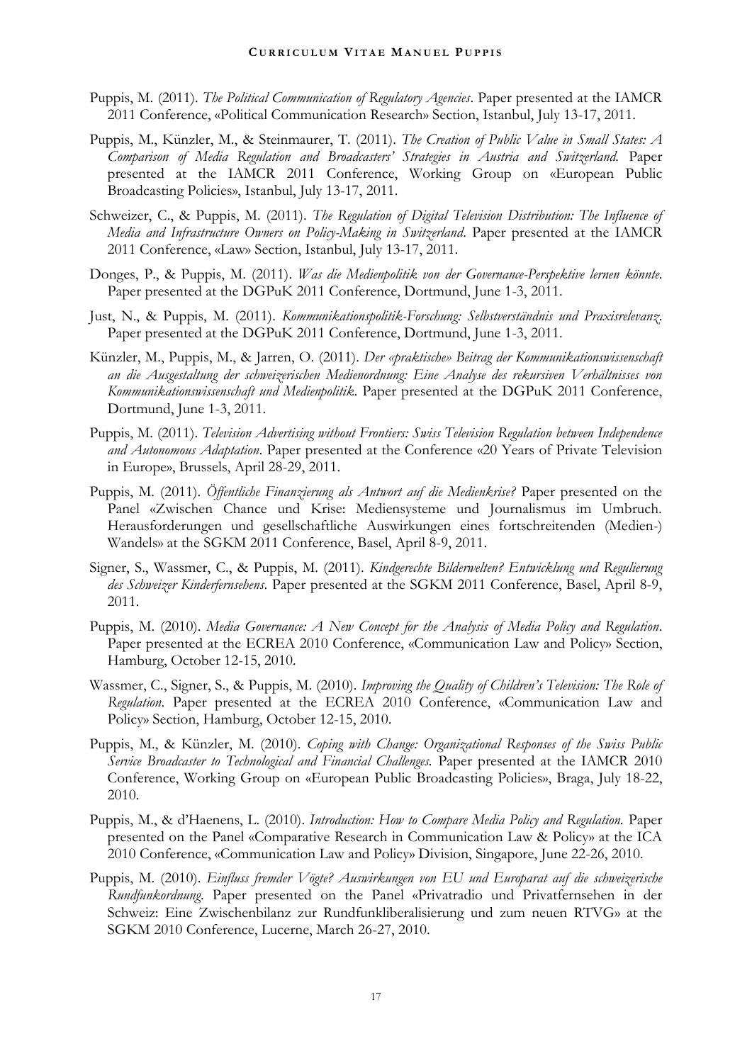Puppis, M. (2011). *The Political Communication of Regulatory Agencies*. Paper presented at the IAMCR 2011 Conference, «Political Communication Research» Section, Istanbul, July 13-17, 2011.

Puppis, M., Künzler, M., & Steinmaurer, T. (2011). *The Creation of Public Value in Small States: A Comparison of Media Regulation and Broadcasters' Strategies in Austria and Switzerland.* Paper presented at the IAMCR 2011 Conference, Working Group on «European Public Broadcasting Policies», Istanbul, July 13-17, 2011.

Schweizer, C., & Puppis, M. (2011). *The Regulation of Digital Television Distribution: The Influence of Media and Infrastructure Owners on Policy-Making in Switzerland*. Paper presented at the IAMCR 2011 Conference, «Law» Section, Istanbul, July 13-17, 2011.

Donges, P., & Puppis, M. (2011). *Was die Medienpolitik von der Governance-Perspektive lernen könnte*. Paper presented at the DGPuK 2011 Conference, Dortmund, June 1-3, 2011.

Just, N., & Puppis, M. (2011). *Kommunikationspolitik-Forschung: Selbstverständnis und Praxisrelevanz*. Paper presented at the DGPuK 2011 Conference, Dortmund, June 1-3, 2011.

Künzler, M., Puppis, M., & Jarren, O. (2011). *Der «praktische» Beitrag der Kommunikationswissenschaft an die Ausgestaltung der schweizerischen Medienordnung: Eine Analyse des rekursiven Verhältnisses von Kommunikationswissenschaft und Medienpolitik*. Paper presented at the DGPuK 2011 Conference, Dortmund, June 1-3, 2011.

Puppis, M. (2011). *Television Advertising without Frontiers: Swiss Television Regulation between Independence and Autonomous Adaptation*. Paper presented at the Conference «20 Years of Private Television in Europe», Brussels, April 28-29, 2011.

Puppis, M. (2011). *Öffentliche Finanzierung als Antwort auf die Medienkrise?* Paper presented on the Panel «Zwischen Chance und Krise: Mediensysteme und Journalismus im Umbruch. Herausforderungen und gesellschaftliche Auswirkungen eines fortschreitenden (Medien-) Wandels» at the SGKM 2011 Conference, Basel, April 8-9, 2011.

Signer, S., Wassmer, C., & Puppis, M. (2011). *Kindgerechte Bilderwelten? Entwicklung und Regulierung des Schweizer Kinderfernsehens*. Paper presented at the SGKM 2011 Conference, Basel, April 8-9, 2011.

Puppis, M. (2010). *Media Governance: A New Concept for the Analysis of Media Policy and Regulation*. Paper presented at the ECREA 2010 Conference, «Communication Law and Policy» Section, Hamburg, October 12-15, 2010.

Wassmer, C., Signer, S., & Puppis, M. (2010). *Improving the Quality of Children's Television: The Role of Regulation*. Paper presented at the ECREA 2010 Conference, «Communication Law and Policy» Section, Hamburg, October 12-15, 2010.

Puppis, M., & Künzler, M. (2010). *Coping with Change: Organizational Responses of the Swiss Public Service Broadcaster to Technological and Financial Challenges.* Paper presented at the IAMCR 2010 Conference, Working Group on «European Public Broadcasting Policies», Braga, July 18-22, 2010.

Puppis, M., & d'Haenens, L. (2010). *Introduction: How to Compare Media Policy and Regulation.* Paper presented on the Panel «Comparative Research in Communication Law & Policy» at the ICA 2010 Conference, «Communication Law and Policy» Division, Singapore, June 22-26, 2010.

Puppis, M. (2010). *Einfluss fremder Vögte? Auswirkungen von EU und Europarat auf die schweizerische Rundfunkordnung.* Paper presented on the Panel «Privatradio und Privatfernsehen in der Schweiz: Eine Zwischenbilanz zur Rundfunkliberalisierung und zum neuen RTVG» at the SGKM 2010 Conference, Lucerne, March 26-27, 2010.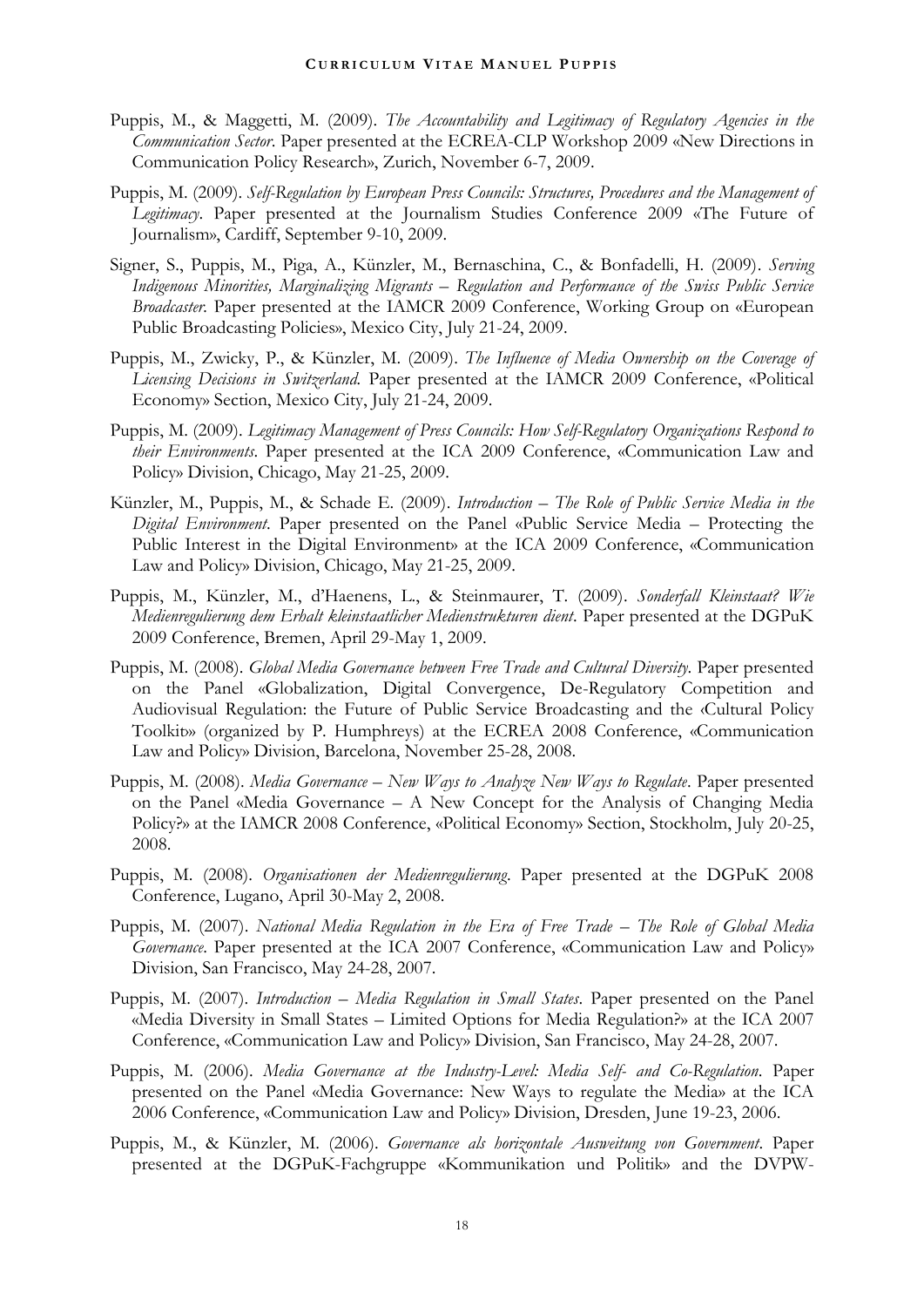Puppis, M., & Maggetti, M. (2009). *The Accountability and Legitimacy of Regulatory Agencies in the Communication Sector*. Paper presented at the ECREA-CLP Workshop 2009 «New Directions in Communication Policy Research», Zurich, November 6-7, 2009.

Puppis, M. (2009). *Self-Regulation by European Press Councils: Structures, Procedures and the Management of Legitimacy*. Paper presented at the Journalism Studies Conference 2009 «The Future of Journalism», Cardiff, September 9-10, 2009.

Signer, S., Puppis, M., Piga, A., Künzler, M., Bernaschina, C., & Bonfadelli, H. (2009). *Serving Indigenous Minorities, Marginalizing Migrants – Regulation and Performance of the Swiss Public Service Broadcaster*. Paper presented at the IAMCR 2009 Conference, Working Group on «European Public Broadcasting Policies», Mexico City, July 21-24, 2009.

Puppis, M., Zwicky, P., & Künzler, M. (2009). *The Influence of Media Ownership on the Coverage of Licensing Decisions in Switzerland*. Paper presented at the IAMCR 2009 Conference, «Political Economy» Section, Mexico City, July 21-24, 2009.

Puppis, M. (2009). *Legitimacy Management of Press Councils: How Self-Regulatory Organizations Respond to their Environments*. Paper presented at the ICA 2009 Conference, «Communication Law and Policy» Division, Chicago, May 21-25, 2009.

Künzler, M., Puppis, M., & Schade E. (2009). *Introduction – The Role of Public Service Media in the Digital Environment*. Paper presented on the Panel «Public Service Media – Protecting the Public Interest in the Digital Environment» at the ICA 2009 Conference, «Communication Law and Policy» Division, Chicago, May 21-25, 2009.

Puppis, M., Künzler, M., d'Haenens, L., & Steinmaurer, T. (2009). *Sonderfall Kleinstaat? Wie Medienregulierung dem Erhalt kleinstaatlicher Medienstrukturen dient*. Paper presented at the DGPuK 2009 Conference, Bremen, April 29-May 1, 2009.

Puppis, M. (2008). *Global Media Governance between Free Trade and Cultural Diversity*. Paper presented on the Panel «Globalization, Digital Convergence, De-Regulatory Competition and Audiovisual Regulation: the Future of Public Service Broadcasting and the ‹Cultural Policy Toolkit›» (organized by P. Humphreys) at the ECREA 2008 Conference, «Communication Law and Policy» Division, Barcelona, November 25-28, 2008.

Puppis, M. (2008). *Media Governance – New Ways to Analyze New Ways to Regulate*. Paper presented on the Panel «Media Governance – A New Concept for the Analysis of Changing Media Policy?» at the IAMCR 2008 Conference, «Political Economy» Section, Stockholm, July 20-25, 2008.

Puppis, M. (2008). *Organisationen der Medienregulierung*. Paper presented at the DGPuK 2008 Conference, Lugano, April 30-May 2, 2008.

Puppis, M. (2007). *National Media Regulation in the Era of Free Trade – The Role of Global Media Governance*. Paper presented at the ICA 2007 Conference, «Communication Law and Policy» Division, San Francisco, May 24-28, 2007.

Puppis, M. (2007). *Introduction – Media Regulation in Small States*. Paper presented on the Panel «Media Diversity in Small States – Limited Options for Media Regulation?» at the ICA 2007 Conference, «Communication Law and Policy» Division, San Francisco, May 24-28, 2007.

Puppis, M. (2006). *Media Governance at the Industry-Level: Media Self- and Co-Regulation*. Paper presented on the Panel «Media Governance: New Ways to regulate the Media» at the ICA 2006 Conference, «Communication Law and Policy» Division, Dresden, June 19-23, 2006.

Puppis, M., & Künzler, M. (2006). *Governance als horizontale Ausweitung von Government*. Paper presented at the DGPuK-Fachgruppe «Kommunikation und Politik» and the DVPW-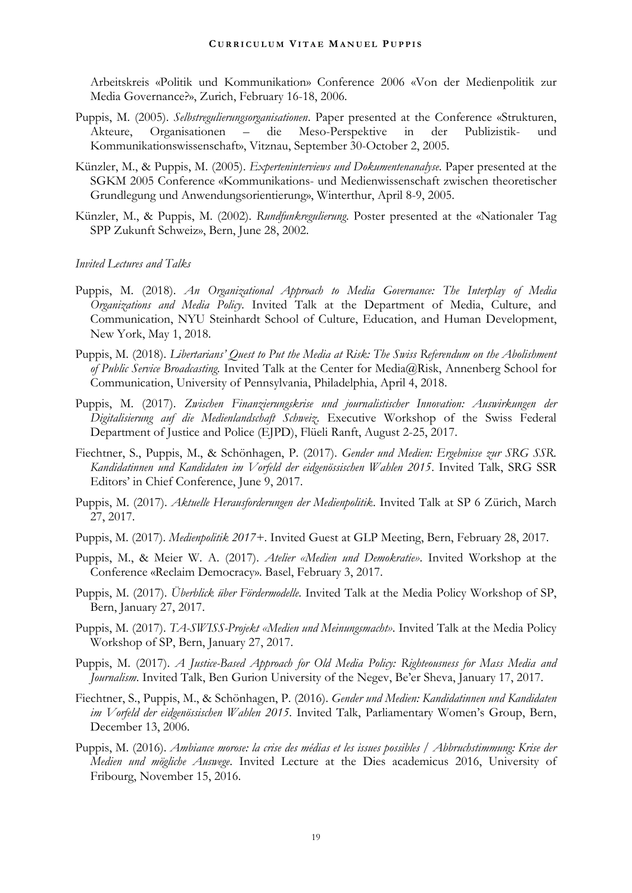Arbeitskreis «Politik und Kommunikation» Conference 2006 «Von der Medienpolitik zur Media Governance?», Zurich, February 16-18, 2006.

Puppis, M. (2005). *Selbstregulierungsorganisationen*. Paper presented at the Conference «Strukturen, Akteure, Organisationen – die Meso-Perspektive in der Publizistik- und Kommunikationswissenschaft», Vitznau, September 30-October 2, 2005.

Künzler, M., & Puppis, M. (2005). *Experteninterviews und Dokumentenanalyse*. Paper presented at the SGKM 2005 Conference «Kommunikations- und Medienwissenschaft zwischen theoretischer Grundlegung und Anwendungsorientierung», Winterthur, April 8-9, 2005.

Künzler, M., & Puppis, M. (2002). *Rundfunkregulierung*. Poster presented at the «Nationaler Tag SPP Zukunft Schweiz», Bern, June 28, 2002.

*Invited Lectures and Talks*

Puppis, M. (2018). *An Organizational Approach to Media Governance: The Interplay of Media Organizations and Media Policy*. Invited Talk at the Department of Media, Culture, and Communication, NYU Steinhardt School of Culture, Education, and Human Development, New York, May 1, 2018.

Puppis, M. (2018). *Libertarians' Quest to Put the Media at Risk: The Swiss Referendum on the Abolishment of Public Service Broadcasting*. Invited Talk at the Center for Media@Risk, Annenberg School for Communication, University of Pennsylvania, Philadelphia, April 4, 2018.

Puppis, M. (2017). *Zwischen Finanzierungskrise und journalistischer Innovation: Auswirkungen der Digitalisierung auf die Medienlandschaft Schweiz*. Executive Workshop of the Swiss Federal Department of Justice and Police (EJPD), Flüeli Ranft, August 2-25, 2017.

Fiechtner, S., Puppis, M., & Schönhagen, P. (2017). *Gender und Medien: Ergebnisse zur SRG SSR. Kandidatinnen und Kandidaten im Vorfeld der eidgenössischen Wahlen 2015*. Invited Talk, SRG SSR Editors' in Chief Conference, June 9, 2017.

Puppis, M. (2017). *Aktuelle Herausforderungen der Medienpolitik*. Invited Talk at SP 6 Zürich, March 27, 2017.

Puppis, M. (2017). *Medienpolitik 2017+*. Invited Guest at GLP Meeting, Bern, February 28, 2017.

Puppis, M., & Meier W. A. (2017). *Atelier «Medien und Demokratie»*. Invited Workshop at the Conference «Reclaim Democracy». Basel, February 3, 2017.

Puppis, M. (2017). *Überblick über Fördermodelle*. Invited Talk at the Media Policy Workshop of SP, Bern, January 27, 2017.

Puppis, M. (2017). *TA-SWISS-Projekt «Medien und Meinungsmacht»*. Invited Talk at the Media Policy Workshop of SP, Bern, January 27, 2017.

Puppis, M. (2017). *A Justice-Based Approach for Old Media Policy: Righteousness for Mass Media and Journalism*. Invited Talk, Ben Gurion University of the Negev, Be'er Sheva, January 17, 2017.

Fiechtner, S., Puppis, M., & Schönhagen, P. (2016). *Gender und Medien: Kandidatinnen und Kandidaten im Vorfeld der eidgenössischen Wahlen 2015*. Invited Talk, Parliamentary Women's Group, Bern, December 13, 2006.

Puppis, M. (2016). *Ambiance morose: la crise des médias et les issues possibles / Abbruchstimmung: Krise der Medien und mögliche Auswege*. Invited Lecture at the Dies academicus 2016, University of Fribourg, November 15, 2016.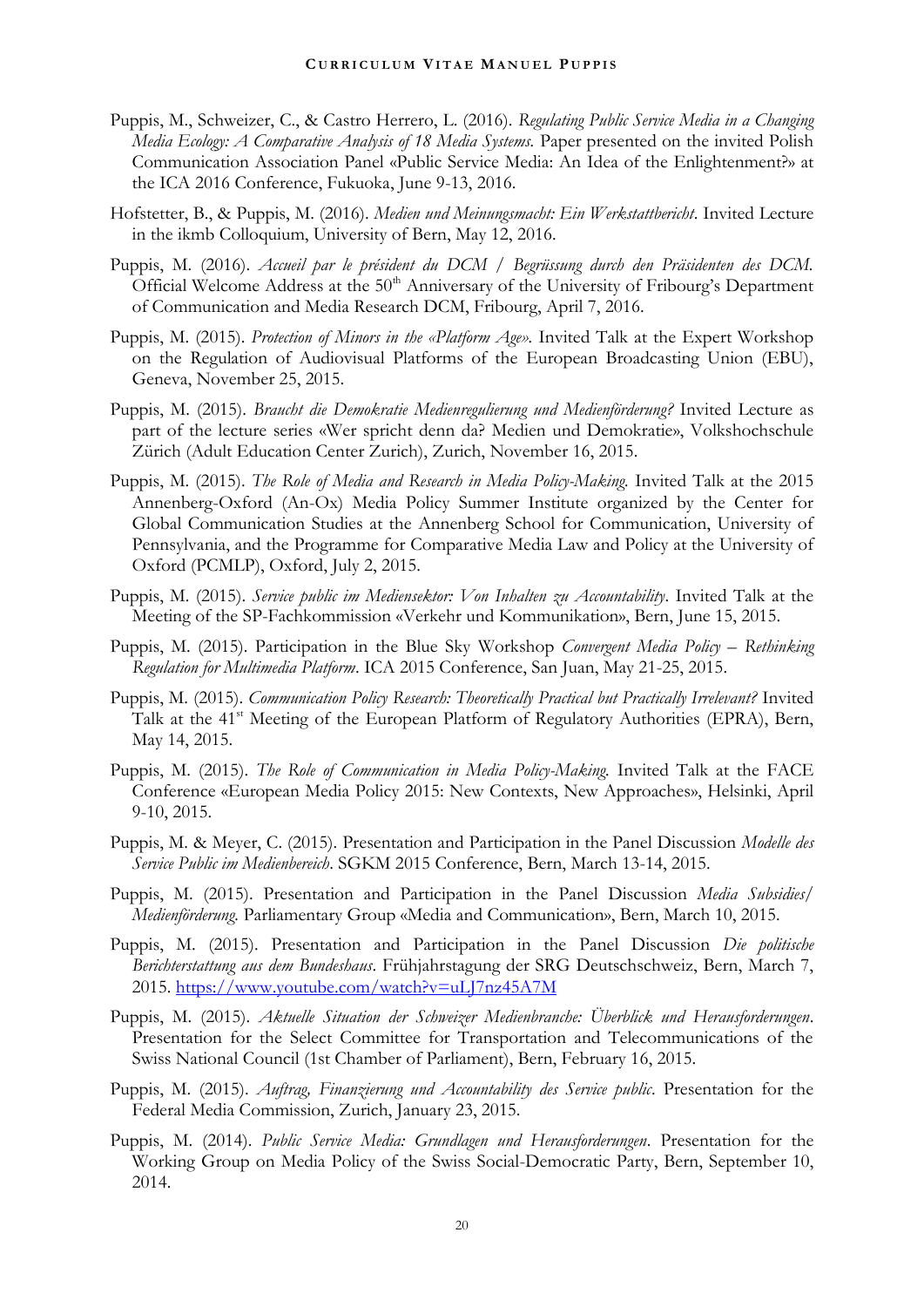Puppis, M., Schweizer, C., & Castro Herrero, L. (2016). *Regulating Public Service Media in a Changing Media Ecology: A Comparative Analysis of 18 Media Systems.* Paper presented on the invited Polish Communication Association Panel «Public Service Media: An Idea of the Enlightenment?» at the ICA 2016 Conference, Fukuoka, June 9-13, 2016.

Hofstetter, B., & Puppis, M. (2016). *Medien und Meinungsmacht: Ein Werkstattbericht*. Invited Lecture in the ikmb Colloquium, University of Bern, May 12, 2016.

Puppis, M. (2016). *Accueil par le président du DCM / Begrüssung durch den Präsidenten des DCM.* Official Welcome Address at the 50th Anniversary of the University of Fribourg's Department of Communication and Media Research DCM, Fribourg, April 7, 2016.

Puppis, M. (2015). *Protection of Minors in the «Platform Age».* Invited Talk at the Expert Workshop on the Regulation of Audiovisual Platforms of the European Broadcasting Union (EBU), Geneva, November 25, 2015.

Puppis, M. (2015). *Braucht die Demokratie Medienregulierung und Medienförderung?* Invited Lecture as part of the lecture series «Wer spricht denn da? Medien und Demokratie», Volkshochschule Zürich (Adult Education Center Zurich), Zurich, November 16, 2015.

Puppis, M. (2015). *The Role of Media and Research in Media Policy-Making.* Invited Talk at the 2015 Annenberg-Oxford (An-Ox) Media Policy Summer Institute organized by the Center for Global Communication Studies at the Annenberg School for Communication, University of Pennsylvania, and the Programme for Comparative Media Law and Policy at the University of Oxford (PCMLP), Oxford, July 2, 2015.

Puppis, M. (2015). *Service public im Mediensektor: Von Inhalten zu Accountability*. Invited Talk at the Meeting of the SP-Fachkommission «Verkehr und Kommunikation», Bern, June 15, 2015.

Puppis, M. (2015). Participation in the Blue Sky Workshop *Convergent Media Policy – Rethinking Regulation for Multimedia Platform*. ICA 2015 Conference, San Juan, May 21-25, 2015.

Puppis, M. (2015). *Communication Policy Research: Theoretically Practical but Practically Irrelevant?* Invited Talk at the 41st Meeting of the European Platform of Regulatory Authorities (EPRA), Bern, May 14, 2015.

Puppis, M. (2015). *The Role of Communication in Media Policy-Making.* Invited Talk at the FACE Conference «European Media Policy 2015: New Contexts, New Approaches», Helsinki, April 9-10, 2015.

Puppis, M. & Meyer, C. (2015). Presentation and Participation in the Panel Discussion *Modelle des Service Public im Medienbereich*. SGKM 2015 Conference, Bern, March 13-14, 2015.

Puppis, M. (2015). Presentation and Participation in the Panel Discussion *Media Subsidies/ Medienförderung.* Parliamentary Group «Media and Communication», Bern, March 10, 2015.

Puppis, M. (2015). Presentation and Participation in the Panel Discussion *Die politische Berichterstattung aus dem Bundeshaus*. Frühjahrstagung der SRG Deutschschweiz, Bern, March 7, 2015. https://www.youtube.com/watch?v=uLJ7nz45A7M

Puppis, M. (2015). *Aktuelle Situation der Schweizer Medienbranche: Überblick und Herausforderungen*. Presentation for the Select Committee for Transportation and Telecommunications of the Swiss National Council (1st Chamber of Parliament), Bern, February 16, 2015.

Puppis, M. (2015). *Auftrag, Finanzierung und Accountability des Service public*. Presentation for the Federal Media Commission, Zurich, January 23, 2015.

Puppis, M. (2014). *Public Service Media: Grundlagen und Herausforderungen*. Presentation for the Working Group on Media Policy of the Swiss Social-Democratic Party, Bern, September 10, 2014.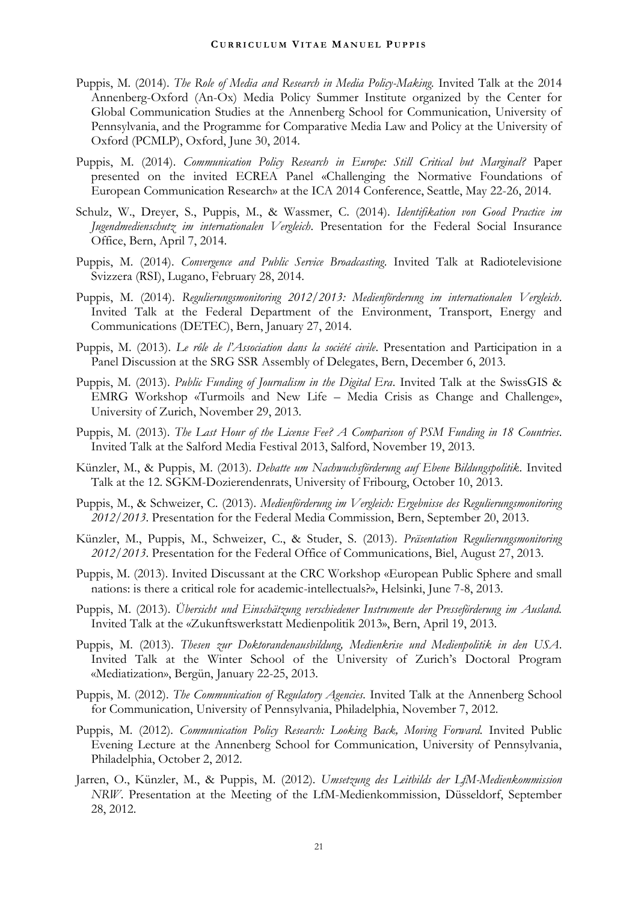Puppis, M. (2014). *The Role of Media and Research in Media Policy-Making.* Invited Talk at the 2014 Annenberg-Oxford (An-Ox) Media Policy Summer Institute organized by the Center for Global Communication Studies at the Annenberg School for Communication, University of Pennsylvania, and the Programme for Comparative Media Law and Policy at the University of Oxford (PCMLP), Oxford, June 30, 2014.

Puppis, M. (2014). *Communication Policy Research in Europe: Still Critical but Marginal?* Paper presented on the invited ECREA Panel «Challenging the Normative Foundations of European Communication Research» at the ICA 2014 Conference, Seattle, May 22-26, 2014.

Schulz, W., Dreyer, S., Puppis, M., & Wassmer, C. (2014). *Identifikation von Good Practice im Jugendmedienschutz im internationalen Vergleich*. Presentation for the Federal Social Insurance Office, Bern, April 7, 2014.

Puppis, M. (2014). *Convergence and Public Service Broadcasting.* Invited Talk at Radiotelevisione Svizzera (RSI), Lugano, February 28, 2014.

Puppis, M. (2014). *Regulierungsmonitoring 2012/2013: Medienförderung im internationalen Vergleich*. Invited Talk at the Federal Department of the Environment, Transport, Energy and Communications (DETEC), Bern, January 27, 2014.

Puppis, M. (2013). *Le rôle de l'Association dans la société civile*. Presentation and Participation in a Panel Discussion at the SRG SSR Assembly of Delegates, Bern, December 6, 2013.

Puppis, M. (2013). *Public Funding of Journalism in the Digital Era*. Invited Talk at the SwissGIS & EMRG Workshop «Turmoils and New Life – Media Crisis as Change and Challenge», University of Zurich, November 29, 2013.

Puppis, M. (2013). *The Last Hour of the License Fee? A Comparison of PSM Funding in 18 Countries*. Invited Talk at the Salford Media Festival 2013, Salford, November 19, 2013.

Künzler, M., & Puppis, M. (2013). *Debatte um Nachwuchsförderung auf Ebene Bildungspolitik*. Invited Talk at the 12. SGKM-Dozierendenrats, University of Fribourg, October 10, 2013.

Puppis, M., & Schweizer, C. (2013). *Medienförderung im Vergleich: Ergebnisse des Regulierungsmonitoring 2012/2013*. Presentation for the Federal Media Commission, Bern, September 20, 2013.

Künzler, M., Puppis, M., Schweizer, C., & Studer, S. (2013). *Präsentation Regulierungsmonitoring 2012/2013*. Presentation for the Federal Office of Communications, Biel, August 27, 2013.

Puppis, M. (2013). Invited Discussant at the CRC Workshop «European Public Sphere and small nations: is there a critical role for academic-intellectuals?», Helsinki, June 7-8, 2013.

Puppis, M. (2013). *Übersicht und Einschätzung verschiedener Instrumente der Presseförderung im Ausland.* Invited Talk at the «Zukunftswerkstatt Medienpolitik 2013», Bern, April 19, 2013.

Puppis, M. (2013). *Thesen zur Doktorandenausbildung, Medienkrise und Medienpolitik in den USA*. Invited Talk at the Winter School of the University of Zurich's Doctoral Program «Mediatization», Bergün, January 22-25, 2013.

Puppis, M. (2012). *The Communication of Regulatory Agencies.* Invited Talk at the Annenberg School for Communication, University of Pennsylvania, Philadelphia, November 7, 2012.

Puppis, M. (2012). *Communication Policy Research: Looking Back, Moving Forward.* Invited Public Evening Lecture at the Annenberg School for Communication, University of Pennsylvania, Philadelphia, October 2, 2012.

Jarren, O., Künzler, M., & Puppis, M. (2012). *Umsetzung des Leitbilds der LfM-Medienkommission NRW*. Presentation at the Meeting of the LfM-Medienkommission, Düsseldorf, September 28, 2012.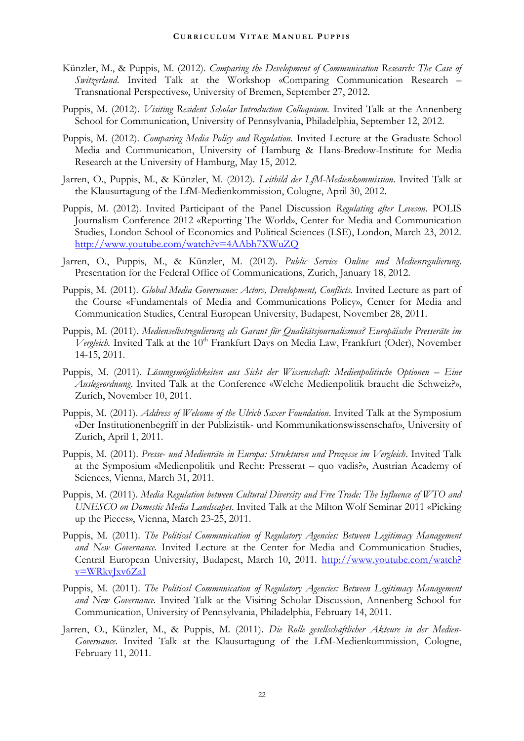Künzler, M., & Puppis, M. (2012). *Comparing the Development of Communication Research: The Case of Switzerland*. Invited Talk at the Workshop «Comparing Communication Research – Transnational Perspectives», University of Bremen, September 27, 2012.

Puppis, M. (2012). *Visiting Resident Scholar Introduction Colloquium.* Invited Talk at the Annenberg School for Communication, University of Pennsylvania, Philadelphia, September 12, 2012.

Puppis, M. (2012). *Comparing Media Policy and Regulation.* Invited Lecture at the Graduate School Media and Communication, University of Hamburg & Hans-Bredow-Institute for Media Research at the University of Hamburg, May 15, 2012.

Jarren, O., Puppis, M., & Künzler, M. (2012). *Leitbild der LfM-Medienkommission*. Invited Talk at the Klausurtagung of the LfM-Medienkommission, Cologne, April 30, 2012.

Puppis, M. (2012). Invited Participant of the Panel Discussion *Regulating after Leveson*. POLIS Journalism Conference 2012 «Reporting The World», Center for Media and Communication Studies, London School of Economics and Political Sciences (LSE), London, March 23, 2012. http://www.youtube.com/watch?v=4AAbh7XWuZQ

Jarren, O., Puppis, M., & Künzler, M. (2012). *Public Service Online und Medienregulierung.* Presentation for the Federal Office of Communications, Zurich, January 18, 2012.

Puppis, M. (2011). *Global Media Governance: Actors, Development, Conflicts.* Invited Lecture as part of the Course «Fundamentals of Media and Communications Policy», Center for Media and Communication Studies, Central European University, Budapest, November 28, 2011.

Puppis, M. (2011). *Medienselbstregulierung als Garant für Qualitätsjournalismus? Europäische Presseräte im Vergleich.* Invited Talk at the 10th Frankfurt Days on Media Law, Frankfurt (Oder), November 14-15, 2011.

Puppis, M. (2011). *Lösungsmöglichkeiten aus Sicht der Wissenschaft: Medienpolitische Optionen – Eine Auslegeordnung.* Invited Talk at the Conference «Welche Medienpolitik braucht die Schweiz?», Zurich, November 10, 2011.

Puppis, M. (2011). *Address of Welcome of the Ulrich Saxer Foundation*. Invited Talk at the Symposium «Der Institutionenbegriff in der Publizistik- und Kommunikationswissenschaft», University of Zurich, April 1, 2011.

Puppis, M. (2011). *Presse- und Medienräte in Europa: Strukturen und Prozesse im Vergleich*. Invited Talk at the Symposium «Medienpolitik und Recht: Presserat – quo vadis?», Austrian Academy of Sciences, Vienna, March 31, 2011.

Puppis, M. (2011). *Media Regulation between Cultural Diversity and Free Trade: The Influence of WTO and UNESCO on Domestic Media Landscapes*. Invited Talk at the Milton Wolf Seminar 2011 «Picking up the Pieces», Vienna, March 23-25, 2011.

Puppis, M. (2011). *The Political Communication of Regulatory Agencies: Between Legitimacy Management and New Governance.* Invited Lecture at the Center for Media and Communication Studies, Central European University, Budapest, March 10, 2011. http://www.youtube.com/watch?v=WRkvJxv6ZaI

Puppis, M. (2011). *The Political Communication of Regulatory Agencies: Between Legitimacy Management and New Governance.* Invited Talk at the Visiting Scholar Discussion, Annenberg School for Communication, University of Pennsylvania, Philadelphia, February 14, 2011.

Jarren, O., Künzler, M., & Puppis, M. (2011). *Die Rolle gesellschaftlicher Akteure in der Medien-Governance*. Invited Talk at the Klausurtagung of the LfM-Medienkommission, Cologne, February 11, 2011.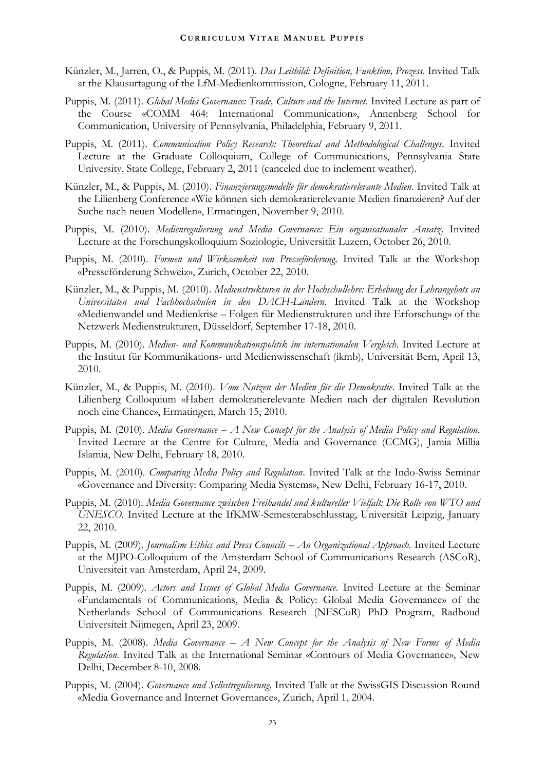Künzler, M., Jarren, O., & Puppis, M. (2011). *Das Leitbild: Definition, Funktion, Prozess*. Invited Talk at the Klausurtagung of the LfM-Medienkommission, Cologne, February 11, 2011.

Puppis, M. (2011). *Global Media Governance: Trade, Culture and the Internet.* Invited Lecture as part of the Course «COMM 464: International Communication», Annenberg School for Communication, University of Pennsylvania, Philadelphia, February 9, 2011.

Puppis, M. (2011). *Communication Policy Research: Theoretical and Methodological Challenges.* Invited Lecture at the Graduate Colloquium, College of Communications, Pennsylvania State University, State College, February 2, 2011 (canceled due to inclement weather).

Künzler, M., & Puppis, M. (2010). *Finanzierungsmodelle für demokratierelevante Medien*. Invited Talk at the Lilienberg Conference «Wie können sich demokratierelevante Medien finanzieren? Auf der Suche nach neuen Modellen», Ermatingen, November 9, 2010.

Puppis, M. (2010). *Medienregulierung und Media Governance: Ein organisationaler Ansatz*. Invited Lecture at the Forschungskolloquium Soziologie, Universität Luzern, October 26, 2010.

Puppis, M. (2010). *Formen und Wirksamkeit von Presseförderung*. Invited Talk at the Workshop «Presseförderung Schweiz», Zurich, October 22, 2010.

Künzler, M., & Puppis, M. (2010). *Medienstrukturen in der Hochschullehre: Erhebung des Lehrangebots an Universitäten und Fachhochschulen in den DACH-Ländern*. Invited Talk at the Workshop «Medienwandel und Medienkrise – Folgen für Medienstrukturen und ihre Erforschung» of the Netzwerk Medienstrukturen, Düsseldorf, September 17-18, 2010.

Puppis, M. (2010). *Medien- und Kommunikationspolitik im internationalen Vergleich*. Invited Lecture at the Institut für Kommunikations- und Medienwissenschaft (ikmb), Universität Bern, April 13, 2010.

Künzler, M., & Puppis, M. (2010). *Vom Nutzen der Medien für die Demokratie*. Invited Talk at the Lilienberg Colloquium «Haben demokratierelevante Medien nach der digitalen Revolution noch eine Chance», Ermatingen, March 15, 2010.

Puppis, M. (2010). *Media Governance – A New Concept for the Analysis of Media Policy and Regulation*. Invited Lecture at the Centre for Culture, Media and Governance (CCMG), Jamia Millia Islamia, New Delhi, February 18, 2010.

Puppis, M. (2010). *Comparing Media Policy and Regulation*. Invited Talk at the Indo-Swiss Seminar «Governance and Diversity: Comparing Media Systems», New Delhi, February 16-17, 2010.

Puppis, M. (2010). *Media Governance zwischen Freihandel und kultureller Vielfalt: Die Rolle von WTO und UNESCO.* Invited Lecture at the IfKMW-Semesterabschlusstag, Universität Leipzig, January 22, 2010.

Puppis, M. (2009). *Journalism Ethics and Press Councils – An Organizational Approach.* Invited Lecture at the MJPO-Colloquium of the Amsterdam School of Communications Research (ASCoR), Universiteit van Amsterdam, April 24, 2009.

Puppis, M. (2009). *Actors and Issues of Global Media Governance.* Invited Lecture at the Seminar «Fundamentals of Communications, Media & Policy: Global Media Governance» of the Netherlands School of Communications Research (NESCoR) PhD Program, Radboud Universiteit Nijmegen, April 23, 2009.

Puppis, M. (2008). *Media Governance – A New Concept for the Analysis of New Forms of Media Regulation*. Invited Talk at the International Seminar «Contours of Media Governance», New Delhi, December 8-10, 2008.

Puppis, M. (2004). *Governance und Selbstregulierung.* Invited Talk at the SwissGIS Discussion Round «Media Governance and Internet Governance», Zurich, April 1, 2004.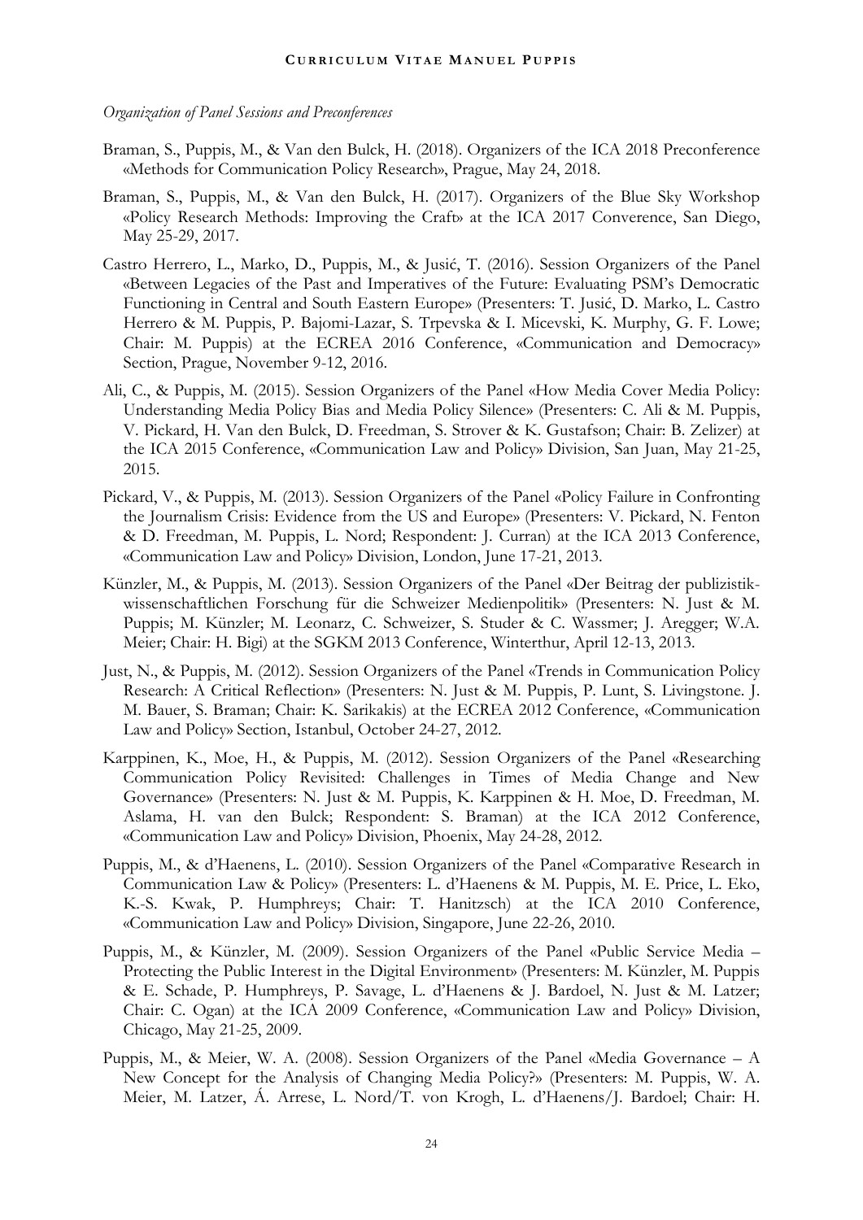*Organization of Panel Sessions and Preconferences*

Braman, S., Puppis, M., & Van den Bulck, H. (2018). Organizers of the ICA 2018 Preconference «Methods for Communication Policy Research», Prague, May 24, 2018.

Braman, S., Puppis, M., & Van den Bulck, H. (2017). Organizers of the Blue Sky Workshop «Policy Research Methods: Improving the Craft» at the ICA 2017 Converence, San Diego, May 25-29, 2017.

Castro Herrero, L., Marko, D., Puppis, M., & Jusić, T. (2016). Session Organizers of the Panel «Between Legacies of the Past and Imperatives of the Future: Evaluating PSM's Democratic Functioning in Central and South Eastern Europe» (Presenters: T. Jusić, D. Marko, L. Castro Herrero & M. Puppis, P. Bajomi-Lazar, S. Trpevska & I. Micevski, K. Murphy, G. F. Lowe; Chair: M. Puppis) at the ECREA 2016 Conference, «Communication and Democracy» Section, Prague, November 9-12, 2016.

Ali, C., & Puppis, M. (2015). Session Organizers of the Panel «How Media Cover Media Policy: Understanding Media Policy Bias and Media Policy Silence» (Presenters: C. Ali & M. Puppis, V. Pickard, H. Van den Bulck, D. Freedman, S. Strover & K. Gustafson; Chair: B. Zelizer) at the ICA 2015 Conference, «Communication Law and Policy» Division, San Juan, May 21-25, 2015.

Pickard, V., & Puppis, M. (2013). Session Organizers of the Panel «Policy Failure in Confronting the Journalism Crisis: Evidence from the US and Europe» (Presenters: V. Pickard, N. Fenton & D. Freedman, M. Puppis, L. Nord; Respondent: J. Curran) at the ICA 2013 Conference, «Communication Law and Policy» Division, London, June 17-21, 2013.

Künzler, M., & Puppis, M. (2013). Session Organizers of the Panel «Der Beitrag der publizistikwissenschaftlichen Forschung für die Schweizer Medienpolitik» (Presenters: N. Just & M. Puppis; M. Künzler; M. Leonarz, C. Schweizer, S. Studer & C. Wassmer; J. Aregger; W.A. Meier; Chair: H. Bigi) at the SGKM 2013 Conference, Winterthur, April 12-13, 2013.

Just, N., & Puppis, M. (2012). Session Organizers of the Panel «Trends in Communication Policy Research: A Critical Reflection» (Presenters: N. Just & M. Puppis, P. Lunt, S. Livingstone. J. M. Bauer, S. Braman; Chair: K. Sarikakis) at the ECREA 2012 Conference, «Communication Law and Policy» Section, Istanbul, October 24-27, 2012.

Karppinen, K., Moe, H., & Puppis, M. (2012). Session Organizers of the Panel «Researching Communication Policy Revisited: Challenges in Times of Media Change and New Governance» (Presenters: N. Just & M. Puppis, K. Karppinen & H. Moe, D. Freedman, M. Aslama, H. van den Bulck; Respondent: S. Braman) at the ICA 2012 Conference, «Communication Law and Policy» Division, Phoenix, May 24-28, 2012.

Puppis, M., & d'Haenens, L. (2010). Session Organizers of the Panel «Comparative Research in Communication Law & Policy» (Presenters: L. d'Haenens & M. Puppis, M. E. Price, L. Eko, K.-S. Kwak, P. Humphreys; Chair: T. Hanitzsch) at the ICA 2010 Conference, «Communication Law and Policy» Division, Singapore, June 22-26, 2010.

Puppis, M., & Künzler, M. (2009). Session Organizers of the Panel «Public Service Media – Protecting the Public Interest in the Digital Environment» (Presenters: M. Künzler, M. Puppis & E. Schade, P. Humphreys, P. Savage, L. d'Haenens & J. Bardoel, N. Just & M. Latzer; Chair: C. Ogan) at the ICA 2009 Conference, «Communication Law and Policy» Division, Chicago, May 21-25, 2009.

Puppis, M., & Meier, W. A. (2008). Session Organizers of the Panel «Media Governance – A New Concept for the Analysis of Changing Media Policy?» (Presenters: M. Puppis, W. A. Meier, M. Latzer, Á. Arrese, L. Nord/T. von Krogh, L. d'Haenens/J. Bardoel; Chair: H.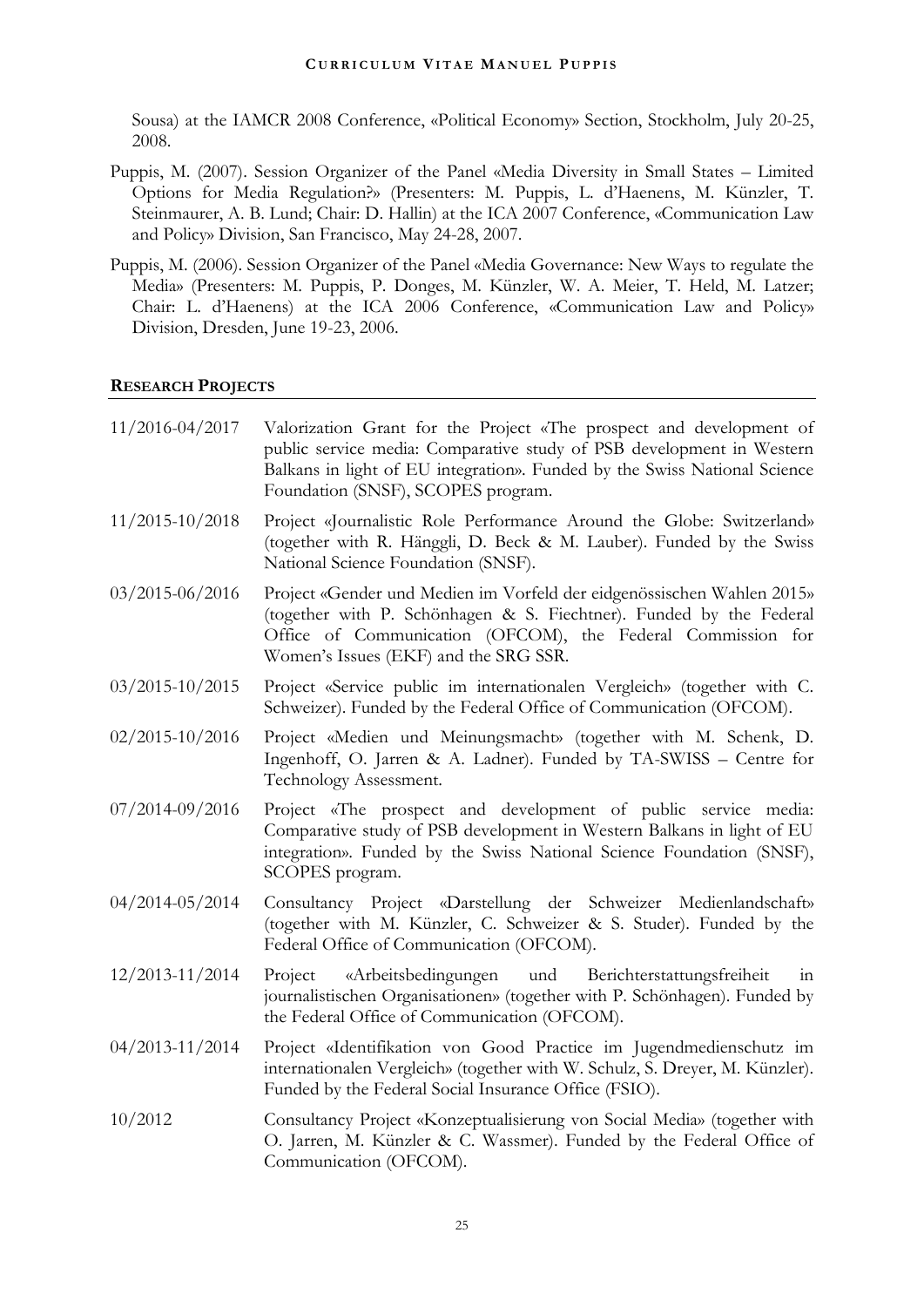Sousa) at the IAMCR 2008 Conference, «Political Economy» Section, Stockholm, July 20-25, 2008.

Puppis, M. (2007). Session Organizer of the Panel «Media Diversity in Small States – Limited Options for Media Regulation?» (Presenters: M. Puppis, L. d'Haenens, M. Künzler, T. Steinmaurer, A. B. Lund; Chair: D. Hallin) at the ICA 2007 Conference, «Communication Law and Policy» Division, San Francisco, May 24-28, 2007.

Puppis, M. (2006). Session Organizer of the Panel «Media Governance: New Ways to regulate the Media» (Presenters: M. Puppis, P. Donges, M. Künzler, W. A. Meier, T. Held, M. Latzer; Chair: L. d'Haenens) at the ICA 2006 Conference, «Communication Law and Policy» Division, Dresden, June 19-23, 2006.

## RESEARCH PROJECTS

| | |
|---|---|
| 11/2016-04/2017 | Valorization Grant for the Project «The prospect and development of public service media: Comparative study of PSB development in Western Balkans in light of EU integration». Funded by the Swiss National Science Foundation (SNSF), SCOPES program. |
| 11/2015-10/2018 | Project «Journalistic Role Performance Around the Globe: Switzerland» (together with R. Hänggli, D. Beck & M. Lauber). Funded by the Swiss National Science Foundation (SNSF). |
| 03/2015-06/2016 | Project «Gender und Medien im Vorfeld der eidgenössischen Wahlen 2015» (together with P. Schönhagen & S. Fiechtner). Funded by the Federal Office of Communication (OFCOM), the Federal Commission for Women's Issues (EKF) and the SRG SSR. |
| 03/2015-10/2015 | Project «Service public im internationalen Vergleich» (together with C. Schweizer). Funded by the Federal Office of Communication (OFCOM). |
| 02/2015-10/2016 | Project «Medien und Meinungsmacht» (together with M. Schenk, D. Ingenhoff, O. Jarren & A. Ladner). Funded by TA-SWISS – Centre for Technology Assessment. |
| 07/2014-09/2016 | Project «The prospect and development of public service media: Comparative study of PSB development in Western Balkans in light of EU integration». Funded by the Swiss National Science Foundation (SNSF), SCOPES program. |
| 04/2014-05/2014 | Consultancy Project «Darstellung der Schweizer Medienlandschaft» (together with M. Künzler, C. Schweizer & S. Studer). Funded by the Federal Office of Communication (OFCOM). |
| 12/2013-11/2014 | Project «Arbeitsbedingungen und Berichterstattungsfreiheit in journalistischen Organisationen» (together with P. Schönhagen). Funded by the Federal Office of Communication (OFCOM). |
| 04/2013-11/2014 | Project «Identifikation von Good Practice im Jugendmedienschutz im internationalen Vergleich» (together with W. Schulz, S. Dreyer, M. Künzler). Funded by the Federal Social Insurance Office (FSIO). |
| 10/2012 | Consultancy Project «Konzeptualisierung von Social Media» (together with O. Jarren, M. Künzler & C. Wassmer). Funded by the Federal Office of Communication (OFCOM). |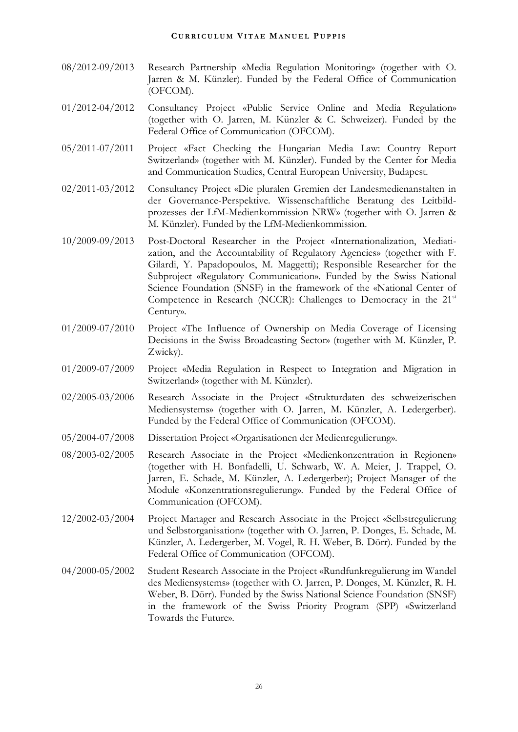08/2012-09/2013 Research Partnership «Media Regulation Monitoring» (together with O. Jarren & M. Künzler). Funded by the Federal Office of Communication (OFCOM).

01/2012-04/2012 Consultancy Project «Public Service Online and Media Regulation» (together with O. Jarren, M. Künzler & C. Schweizer). Funded by the Federal Office of Communication (OFCOM).

05/2011-07/2011 Project «Fact Checking the Hungarian Media Law: Country Report Switzerland» (together with M. Künzler). Funded by the Center for Media and Communication Studies, Central European University, Budapest.

02/2011-03/2012 Consultancy Project «Die pluralen Gremien der Landesmedienanstalten in der Governance-Perspektive. Wissenschaftliche Beratung des Leitbild-prozesses der LfM-Medienkommission NRW» (together with O. Jarren & M. Künzler). Funded by the LfM-Medienkommission.

10/2009-09/2013 Post-Doctoral Researcher in the Project «Internationalization, Mediatization, and the Accountability of Regulatory Agencies» (together with F. Gilardi, Y. Papadopoulos, M. Maggetti); Responsible Researcher for the Subproject «Regulatory Communication». Funded by the Swiss National Science Foundation (SNSF) in the framework of the «National Center of Competence in Research (NCCR): Challenges to Democracy in the 21st Century».

01/2009-07/2010 Project «The Influence of Ownership on Media Coverage of Licensing Decisions in the Swiss Broadcasting Sector» (together with M. Künzler, P. Zwicky).

01/2009-07/2009 Project «Media Regulation in Respect to Integration and Migration in Switzerland» (together with M. Künzler).

02/2005-03/2006 Research Associate in the Project «Strukturdaten des schweizerischen Mediensystems» (together with O. Jarren, M. Künzler, A. Ledergerber). Funded by the Federal Office of Communication (OFCOM).

05/2004-07/2008 Dissertation Project «Organisationen der Medienregulierung».

08/2003-02/2005 Research Associate in the Project «Medienkonzentration in Regionen» (together with H. Bonfadelli, U. Schwarb, W. A. Meier, J. Trappel, O. Jarren, E. Schade, M. Künzler, A. Ledergerber); Project Manager of the Module «Konzentrationsregulierung». Funded by the Federal Office of Communication (OFCOM).

12/2002-03/2004 Project Manager and Research Associate in the Project «Selbstregulierung und Selbstorganisation» (together with O. Jarren, P. Donges, E. Schade, M. Künzler, A. Ledergerber, M. Vogel, R. H. Weber, B. Dörr). Funded by the Federal Office of Communication (OFCOM).

04/2000-05/2002 Student Research Associate in the Project «Rundfunkregulierung im Wandel des Mediensystems» (together with O. Jarren, P. Donges, M. Künzler, R. H. Weber, B. Dörr). Funded by the Swiss National Science Foundation (SNSF) in the framework of the Swiss Priority Program (SPP) «Switzerland Towards the Future».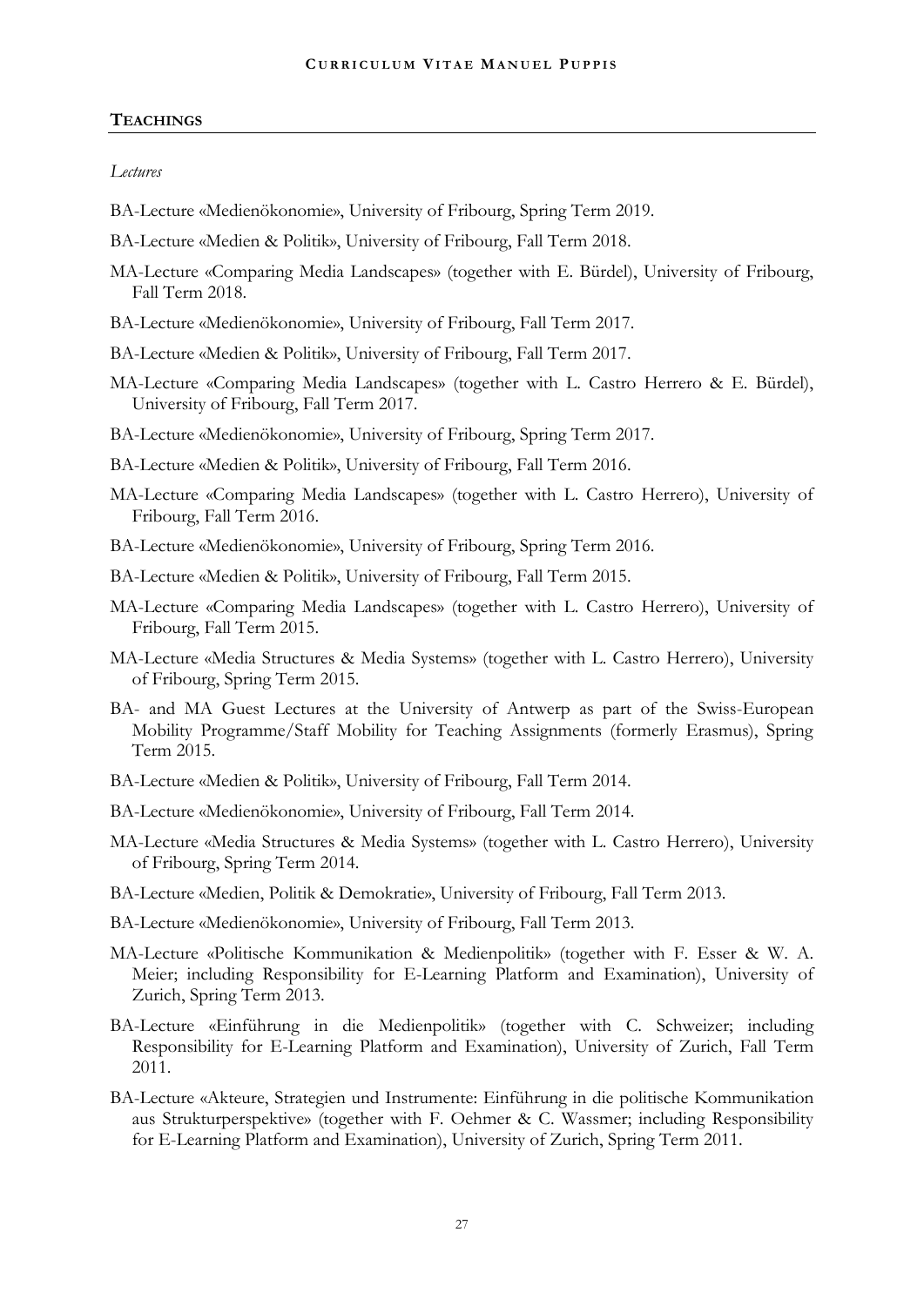## TEACHINGS

*Lectures*

BA-Lecture «Medienökonomie», University of Fribourg, Spring Term 2019.

BA-Lecture «Medien & Politik», University of Fribourg, Fall Term 2018.

MA-Lecture «Comparing Media Landscapes» (together with E. Bürdel), University of Fribourg, Fall Term 2018.

BA-Lecture «Medienökonomie», University of Fribourg, Fall Term 2017.

BA-Lecture «Medien & Politik», University of Fribourg, Fall Term 2017.

MA-Lecture «Comparing Media Landscapes» (together with L. Castro Herrero & E. Bürdel), University of Fribourg, Fall Term 2017.

BA-Lecture «Medienökonomie», University of Fribourg, Spring Term 2017.

BA-Lecture «Medien & Politik», University of Fribourg, Fall Term 2016.

MA-Lecture «Comparing Media Landscapes» (together with L. Castro Herrero), University of Fribourg, Fall Term 2016.

BA-Lecture «Medienökonomie», University of Fribourg, Spring Term 2016.

BA-Lecture «Medien & Politik», University of Fribourg, Fall Term 2015.

MA-Lecture «Comparing Media Landscapes» (together with L. Castro Herrero), University of Fribourg, Fall Term 2015.

MA-Lecture «Media Structures & Media Systems» (together with L. Castro Herrero), University of Fribourg, Spring Term 2015.

BA- and MA Guest Lectures at the University of Antwerp as part of the Swiss-European Mobility Programme/Staff Mobility for Teaching Assignments (formerly Erasmus), Spring Term 2015.

BA-Lecture «Medien & Politik», University of Fribourg, Fall Term 2014.

BA-Lecture «Medienökonomie», University of Fribourg, Fall Term 2014.

MA-Lecture «Media Structures & Media Systems» (together with L. Castro Herrero), University of Fribourg, Spring Term 2014.

BA-Lecture «Medien, Politik & Demokratie», University of Fribourg, Fall Term 2013.

BA-Lecture «Medienökonomie», University of Fribourg, Fall Term 2013.

MA-Lecture «Politische Kommunikation & Medienpolitik» (together with F. Esser & W. A. Meier; including Responsibility for E-Learning Platform and Examination), University of Zurich, Spring Term 2013.

BA-Lecture «Einführung in die Medienpolitik» (together with C. Schweizer; including Responsibility for E-Learning Platform and Examination), University of Zurich, Fall Term 2011.

BA-Lecture «Akteure, Strategien und Instrumente: Einführung in die politische Kommunikation aus Strukturperspektive» (together with F. Oehmer & C. Wassmer; including Responsibility for E-Learning Platform and Examination), University of Zurich, Spring Term 2011.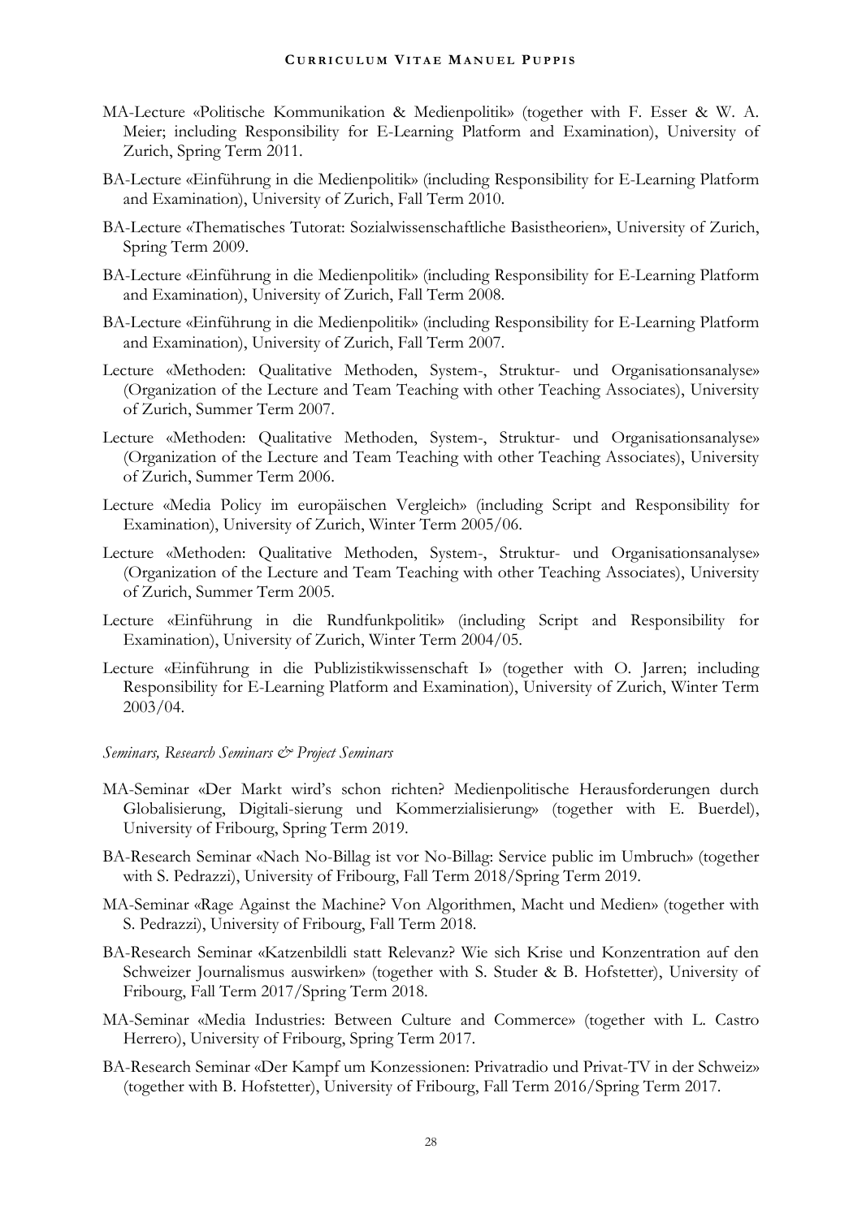MA-Lecture «Politische Kommunikation & Medienpolitik» (together with F. Esser & W. A. Meier; including Responsibility for E-Learning Platform and Examination), University of Zurich, Spring Term 2011.

BA-Lecture «Einführung in die Medienpolitik» (including Responsibility for E-Learning Platform and Examination), University of Zurich, Fall Term 2010.

BA-Lecture «Thematisches Tutorat: Sozialwissenschaftliche Basistheorien», University of Zurich, Spring Term 2009.

BA-Lecture «Einführung in die Medienpolitik» (including Responsibility for E-Learning Platform and Examination), University of Zurich, Fall Term 2008.

BA-Lecture «Einführung in die Medienpolitik» (including Responsibility for E-Learning Platform and Examination), University of Zurich, Fall Term 2007.

Lecture «Methoden: Qualitative Methoden, System-, Struktur- und Organisationsanalyse» (Organization of the Lecture and Team Teaching with other Teaching Associates), University of Zurich, Summer Term 2007.

Lecture «Methoden: Qualitative Methoden, System-, Struktur- und Organisationsanalyse» (Organization of the Lecture and Team Teaching with other Teaching Associates), University of Zurich, Summer Term 2006.

Lecture «Media Policy im europäischen Vergleich» (including Script and Responsibility for Examination), University of Zurich, Winter Term 2005/06.

Lecture «Methoden: Qualitative Methoden, System-, Struktur- und Organisationsanalyse» (Organization of the Lecture and Team Teaching with other Teaching Associates), University of Zurich, Summer Term 2005.

Lecture «Einführung in die Rundfunkpolitik» (including Script and Responsibility for Examination), University of Zurich, Winter Term 2004/05.

Lecture «Einführung in die Publizistikwissenschaft I» (together with O. Jarren; including Responsibility for E-Learning Platform and Examination), University of Zurich, Winter Term 2003/04.

*Seminars, Research Seminars & Project Seminars*

MA-Seminar «Der Markt wird's schon richten? Medienpolitische Herausforderungen durch Globalisierung, Digitali-sierung und Kommerzialisierung» (together with E. Buerdel), University of Fribourg, Spring Term 2019.

BA-Research Seminar «Nach No-Billag ist vor No-Billag: Service public im Umbruch» (together with S. Pedrazzi), University of Fribourg, Fall Term 2018/Spring Term 2019.

MA-Seminar «Rage Against the Machine? Von Algorithmen, Macht und Medien» (together with S. Pedrazzi), University of Fribourg, Fall Term 2018.

BA-Research Seminar «Katzenbildli statt Relevanz? Wie sich Krise und Konzentration auf den Schweizer Journalismus auswirken» (together with S. Studer & B. Hofstetter), University of Fribourg, Fall Term 2017/Spring Term 2018.

MA-Seminar «Media Industries: Between Culture and Commerce» (together with L. Castro Herrero), University of Fribourg, Spring Term 2017.

BA-Research Seminar «Der Kampf um Konzessionen: Privatradio und Privat-TV in der Schweiz» (together with B. Hofstetter), University of Fribourg, Fall Term 2016/Spring Term 2017.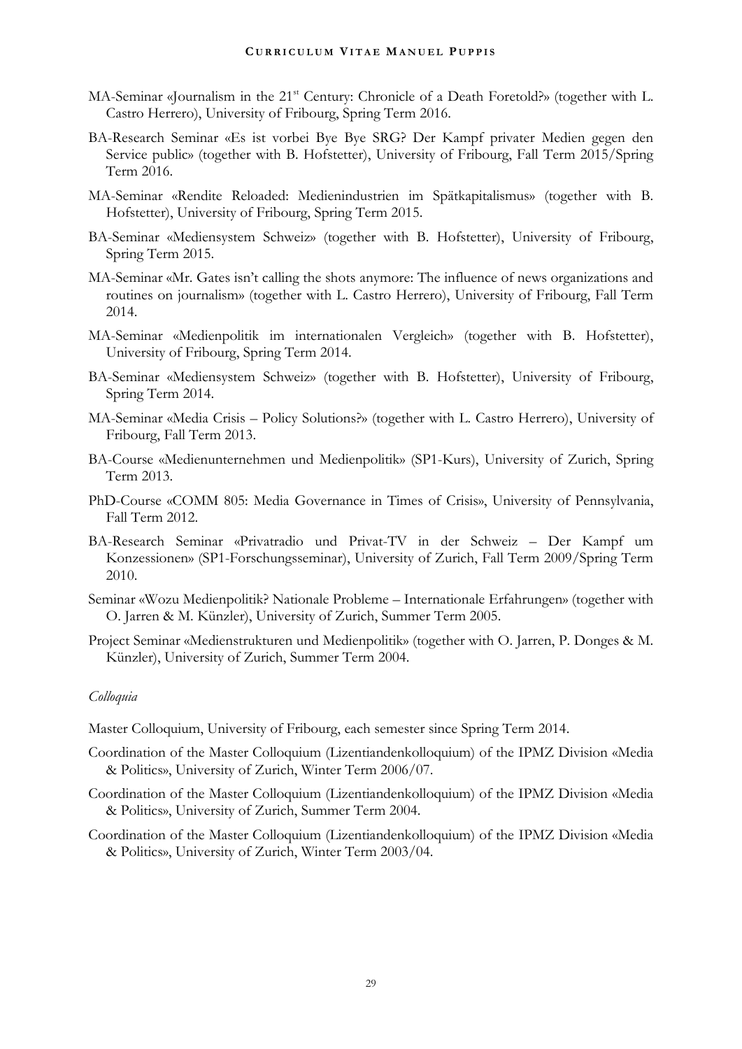MA-Seminar «Journalism in the 21st Century: Chronicle of a Death Foretold?» (together with L. Castro Herrero), University of Fribourg, Spring Term 2016.

BA-Research Seminar «Es ist vorbei Bye Bye SRG? Der Kampf privater Medien gegen den Service public» (together with B. Hofstetter), University of Fribourg, Fall Term 2015/Spring Term 2016.

MA-Seminar «Rendite Reloaded: Medienindustrien im Spätkapitalismus» (together with B. Hofstetter), University of Fribourg, Spring Term 2015.

BA-Seminar «Mediensystem Schweiz» (together with B. Hofstetter), University of Fribourg, Spring Term 2015.

MA-Seminar «Mr. Gates isn't calling the shots anymore: The influence of news organizations and routines on journalism» (together with L. Castro Herrero), University of Fribourg, Fall Term 2014.

MA-Seminar «Medienpolitik im internationalen Vergleich» (together with B. Hofstetter), University of Fribourg, Spring Term 2014.

BA-Seminar «Mediensystem Schweiz» (together with B. Hofstetter), University of Fribourg, Spring Term 2014.

MA-Seminar «Media Crisis – Policy Solutions?» (together with L. Castro Herrero), University of Fribourg, Fall Term 2013.

BA-Course «Medienunternehmen und Medienpolitik» (SP1-Kurs), University of Zurich, Spring Term 2013.

PhD-Course «COMM 805: Media Governance in Times of Crisis», University of Pennsylvania, Fall Term 2012.

BA-Research Seminar «Privatradio und Privat-TV in der Schweiz – Der Kampf um Konzessionen» (SP1-Forschungsseminar), University of Zurich, Fall Term 2009/Spring Term 2010.

Seminar «Wozu Medienpolitik? Nationale Probleme – Internationale Erfahrungen» (together with O. Jarren & M. Künzler), University of Zurich, Summer Term 2005.

Project Seminar «Medienstrukturen und Medienpolitik» (together with O. Jarren, P. Donges & M. Künzler), University of Zurich, Summer Term 2004.

*Colloquia*

Master Colloquium, University of Fribourg, each semester since Spring Term 2014.

Coordination of the Master Colloquium (Lizentiandenkolloquium) of the IPMZ Division «Media & Politics», University of Zurich, Winter Term 2006/07.

Coordination of the Master Colloquium (Lizentiandenkolloquium) of the IPMZ Division «Media & Politics», University of Zurich, Summer Term 2004.

Coordination of the Master Colloquium (Lizentiandenkolloquium) of the IPMZ Division «Media & Politics», University of Zurich, Winter Term 2003/04.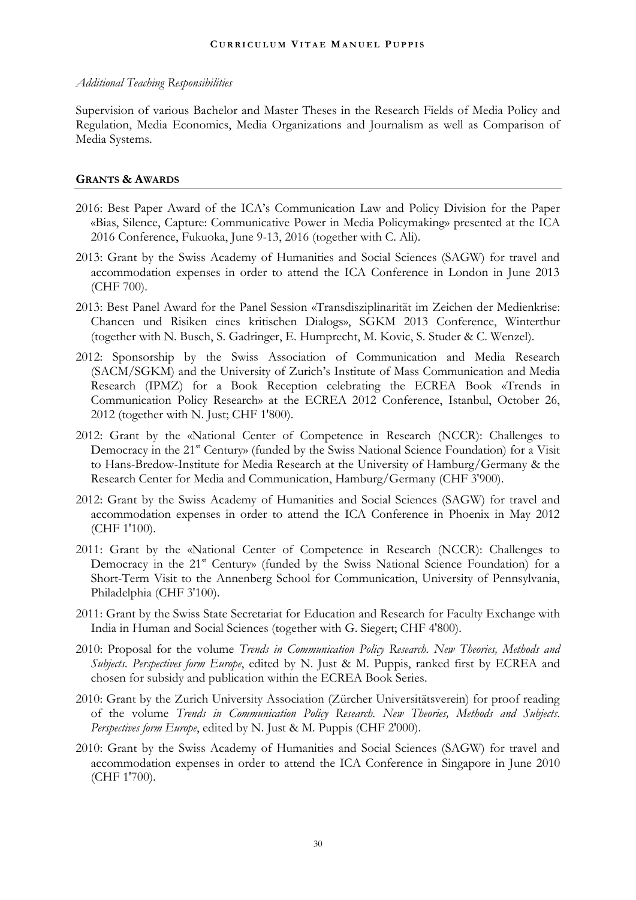*Additional Teaching Responsibilities*

Supervision of various Bachelor and Master Theses in the Research Fields of Media Policy and Regulation, Media Economics, Media Organizations and Journalism as well as Comparison of Media Systems.

## GRANTS & AWARDS

- 2016: Best Paper Award of the ICA's Communication Law and Policy Division for the Paper «Bias, Silence, Capture: Communicative Power in Media Policymaking» presented at the ICA 2016 Conference, Fukuoka, June 9-13, 2016 (together with C. Ali).
- 2013: Grant by the Swiss Academy of Humanities and Social Sciences (SAGW) for travel and accommodation expenses in order to attend the ICA Conference in London in June 2013 (CHF 700).
- 2013: Best Panel Award for the Panel Session «Transdisziplinarität im Zeichen der Medienkrise: Chancen und Risiken eines kritischen Dialogs», SGKM 2013 Conference, Winterthur (together with N. Busch, S. Gadringer, E. Humprecht, M. Kovic, S. Studer & C. Wenzel).
- 2012: Sponsorship by the Swiss Association of Communication and Media Research (SACM/SGKM) and the University of Zurich's Institute of Mass Communication and Media Research (IPMZ) for a Book Reception celebrating the ECREA Book «Trends in Communication Policy Research» at the ECREA 2012 Conference, Istanbul, October 26, 2012 (together with N. Just; CHF 1'800).
- 2012: Grant by the «National Center of Competence in Research (NCCR): Challenges to Democracy in the 21st Century» (funded by the Swiss National Science Foundation) for a Visit to Hans-Bredow-Institute for Media Research at the University of Hamburg/Germany & the Research Center for Media and Communication, Hamburg/Germany (CHF 3'900).
- 2012: Grant by the Swiss Academy of Humanities and Social Sciences (SAGW) for travel and accommodation expenses in order to attend the ICA Conference in Phoenix in May 2012 (CHF 1'100).
- 2011: Grant by the «National Center of Competence in Research (NCCR): Challenges to Democracy in the 21st Century» (funded by the Swiss National Science Foundation) for a Short-Term Visit to the Annenberg School for Communication, University of Pennsylvania, Philadelphia (CHF 3'100).
- 2011: Grant by the Swiss State Secretariat for Education and Research for Faculty Exchange with India in Human and Social Sciences (together with G. Siegert; CHF 4'800).
- 2010: Proposal for the volume *Trends in Communication Policy Research. New Theories, Methods and Subjects. Perspectives form Europe*, edited by N. Just & M. Puppis, ranked first by ECREA and chosen for subsidy and publication within the ECREA Book Series.
- 2010: Grant by the Zurich University Association (Zürcher Universitätsverein) for proof reading of the volume *Trends in Communication Policy Research. New Theories, Methods and Subjects. Perspectives form Europe*, edited by N. Just & M. Puppis (CHF 2'000).
- 2010: Grant by the Swiss Academy of Humanities and Social Sciences (SAGW) for travel and accommodation expenses in order to attend the ICA Conference in Singapore in June 2010 (CHF 1'700).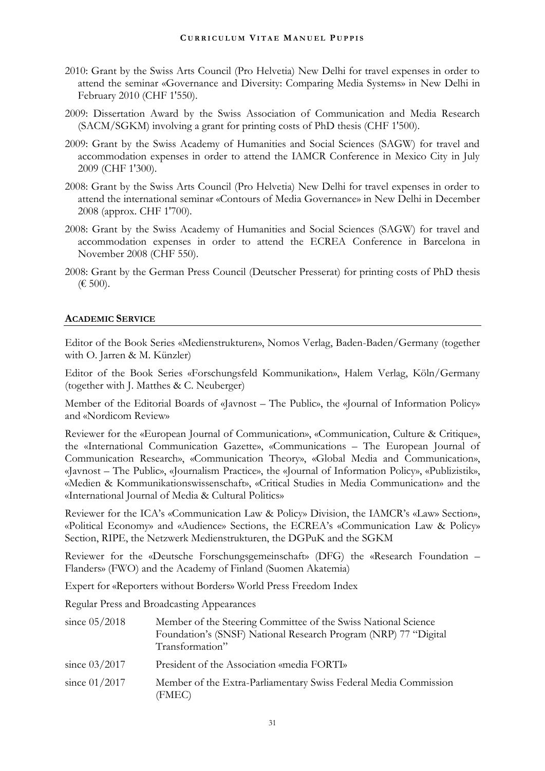2010: Grant by the Swiss Arts Council (Pro Helvetia) New Delhi for travel expenses in order to attend the seminar «Governance and Diversity: Comparing Media Systems» in New Delhi in February 2010 (CHF 1'550).

2009: Dissertation Award by the Swiss Association of Communication and Media Research (SACM/SGKM) involving a grant for printing costs of PhD thesis (CHF 1'500).

2009: Grant by the Swiss Academy of Humanities and Social Sciences (SAGW) for travel and accommodation expenses in order to attend the IAMCR Conference in Mexico City in July 2009 (CHF 1'300).

2008: Grant by the Swiss Arts Council (Pro Helvetia) New Delhi for travel expenses in order to attend the international seminar «Contours of Media Governance» in New Delhi in December 2008 (approx. CHF 1'700).

2008: Grant by the Swiss Academy of Humanities and Social Sciences (SAGW) for travel and accommodation expenses in order to attend the ECREA Conference in Barcelona in November 2008 (CHF 550).

2008: Grant by the German Press Council (Deutscher Presserat) for printing costs of PhD thesis (€ 500).

## ACADEMIC SERVICE

Editor of the Book Series «Medienstrukturen», Nomos Verlag, Baden-Baden/Germany (together with O. Jarren & M. Künzler)

Editor of the Book Series «Forschungsfeld Kommunikation», Halem Verlag, Köln/Germany (together with J. Matthes & C. Neuberger)

Member of the Editorial Boards of «Javnost – The Public», the «Journal of Information Policy» and «Nordicom Review»

Reviewer for the «European Journal of Communication», «Communication, Culture & Critique», the «International Communication Gazette», «Communications – The European Journal of Communication Research», «Communication Theory», «Global Media and Communication», «Javnost – The Public», «Journalism Practice», the «Journal of Information Policy», «Publizistik», «Medien & Kommunikationswissenschaft», «Critical Studies in Media Communication» and the «International Journal of Media & Cultural Politics»

Reviewer for the ICA's «Communication Law & Policy» Division, the IAMCR's «Law» Section», «Political Economy» and «Audience» Sections, the ECREA's «Communication Law & Policy» Section, RIPE, the Netzwerk Medienstrukturen, the DGPuK and the SGKM

Reviewer for the «Deutsche Forschungsgemeinschaft» (DFG) the «Research Foundation – Flanders» (FWO) and the Academy of Finland (Suomen Akatemia)

Expert for «Reporters without Borders» World Press Freedom Index

Regular Press and Broadcasting Appearances

| | |
|---|---|
| since 05/2018 | Member of the Steering Committee of the Swiss National Science Foundation's (SNSF) National Research Program (NRP) 77 "Digital Transformation" |
| since 03/2017 | President of the Association «media FORTI» |
| since 01/2017 | Member of the Extra-Parliamentary Swiss Federal Media Commission (FMEC) |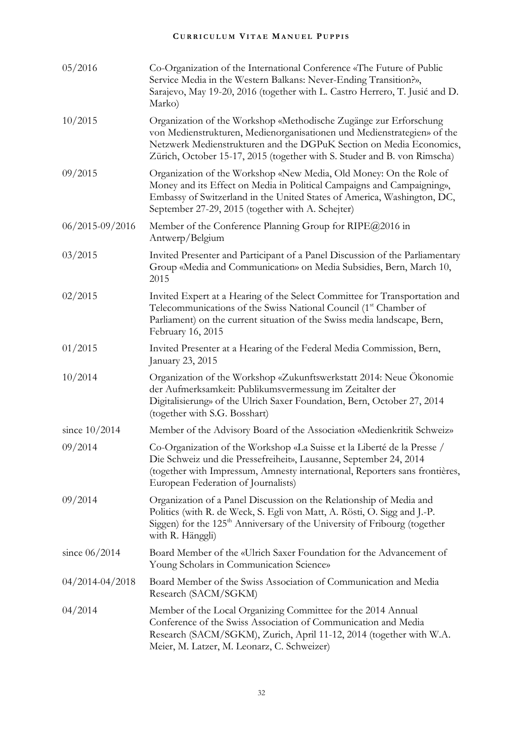| | |
|---|---|
| 05/2016 | Co-Organization of the International Conference «The Future of Public Service Media in the Western Balkans: Never-Ending Transition?», Sarajevo, May 19-20, 2016 (together with L. Castro Herrero, T. Jusić and D. Marko) |
| 10/2015 | Organization of the Workshop «Methodische Zugänge zur Erforschung von Medienstrukturen, Medienorganisationen und Medienstrategien» of the Netzwerk Medienstrukturen and the DGPuK Section on Media Economics, Zürich, October 15-17, 2015 (together with S. Studer and B. von Rimscha) |
| 09/2015 | Organization of the Workshop «New Media, Old Money: On the Role of Money and its Effect on Media in Political Campaigns and Campaigning», Embassy of Switzerland in the United States of America, Washington, DC, September 27-29, 2015 (together with A. Schejter) |
| 06/2015-09/2016 | Member of the Conference Planning Group for RIPE@2016 in Antwerp/Belgium |
| 03/2015 | Invited Presenter and Participant of a Panel Discussion of the Parliamentary Group «Media and Communication» on Media Subsidies, Bern, March 10, 2015 |
| 02/2015 | Invited Expert at a Hearing of the Select Committee for Transportation and Telecommunications of the Swiss National Council (1st Chamber of Parliament) on the current situation of the Swiss media landscape, Bern, February 16, 2015 |
| 01/2015 | Invited Presenter at a Hearing of the Federal Media Commission, Bern, January 23, 2015 |
| 10/2014 | Organization of the Workshop «Zukunftswerkstatt 2014: Neue Ökonomie der Aufmerksamkeit: Publikumsvermessung im Zeitalter der Digitalisierung» of the Ulrich Saxer Foundation, Bern, October 27, 2014 (together with S.G. Bosshart) |
| since 10/2014 | Member of the Advisory Board of the Association «Medienkritik Schweiz» |
| 09/2014 | Co-Organization of the Workshop «La Suisse et la Liberté de la Presse / Die Schweiz und die Pressefreiheit», Lausanne, September 24, 2014 (together with Impressum, Amnesty international, Reporters sans frontières, European Federation of Journalists) |
| 09/2014 | Organization of a Panel Discussion on the Relationship of Media and Politics (with R. de Weck, S. Egli von Matt, A. Rösti, O. Sigg and J.-P. Siggen) for the 125th Anniversary of the University of Fribourg (together with R. Hänggli) |
| since 06/2014 | Board Member of the «Ulrich Saxer Foundation for the Advancement of Young Scholars in Communication Science» |
| 04/2014-04/2018 | Board Member of the Swiss Association of Communication and Media Research (SACM/SGKM) |
| 04/2014 | Member of the Local Organizing Committee for the 2014 Annual Conference of the Swiss Association of Communication and Media Research (SACM/SGKM), Zurich, April 11-12, 2014 (together with W.A. Meier, M. Latzer, M. Leonarz, C. Schweizer) |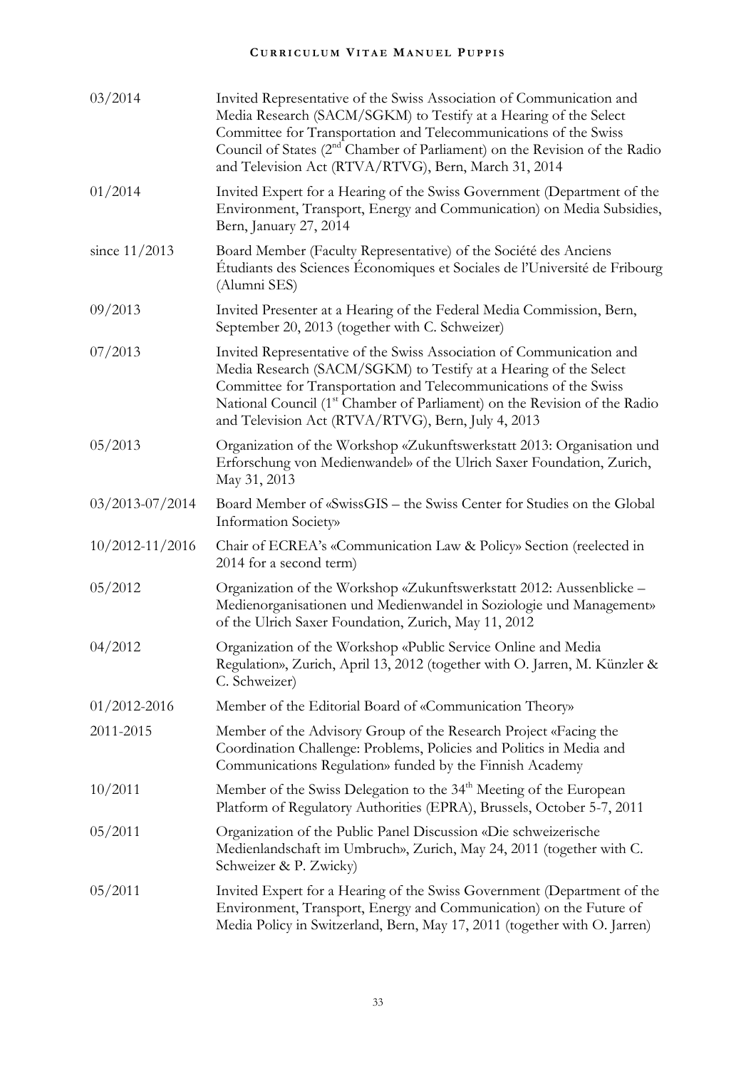| | |
|---|---|
| 03/2014 | Invited Representative of the Swiss Association of Communication and Media Research (SACM/SGKM) to Testify at a Hearing of the Select Committee for Transportation and Telecommunications of the Swiss Council of States (2nd Chamber of Parliament) on the Revision of the Radio and Television Act (RTVA/RTVG), Bern, March 31, 2014 |
| 01/2014 | Invited Expert for a Hearing of the Swiss Government (Department of the Environment, Transport, Energy and Communication) on Media Subsidies, Bern, January 27, 2014 |
| since 11/2013 | Board Member (Faculty Representative) of the Société des Anciens Étudiants des Sciences Économiques et Sociales de l'Université de Fribourg (Alumni SES) |
| 09/2013 | Invited Presenter at a Hearing of the Federal Media Commission, Bern, September 20, 2013 (together with C. Schweizer) |
| 07/2013 | Invited Representative of the Swiss Association of Communication and Media Research (SACM/SGKM) to Testify at a Hearing of the Select Committee for Transportation and Telecommunications of the Swiss National Council (1st Chamber of Parliament) on the Revision of the Radio and Television Act (RTVA/RTVG), Bern, July 4, 2013 |
| 05/2013 | Organization of the Workshop «Zukunftswerkstatt 2013: Organisation und Erforschung von Medienwandel» of the Ulrich Saxer Foundation, Zurich, May 31, 2013 |
| 03/2013-07/2014 | Board Member of «SwissGIS – the Swiss Center for Studies on the Global Information Society» |
| 10/2012-11/2016 | Chair of ECREA's «Communication Law & Policy» Section (reelected in 2014 for a second term) |
| 05/2012 | Organization of the Workshop «Zukunftswerkstatt 2012: Aussenblicke – Medienorganisationen und Medienwandel in Soziologie und Management» of the Ulrich Saxer Foundation, Zurich, May 11, 2012 |
| 04/2012 | Organization of the Workshop «Public Service Online and Media Regulation», Zurich, April 13, 2012 (together with O. Jarren, M. Künzler & C. Schweizer) |
| 01/2012-2016 | Member of the Editorial Board of «Communication Theory» |
| 2011-2015 | Member of the Advisory Group of the Research Project «Facing the Coordination Challenge: Problems, Policies and Politics in Media and Communications Regulation» funded by the Finnish Academy |
| 10/2011 | Member of the Swiss Delegation to the 34th Meeting of the European Platform of Regulatory Authorities (EPRA), Brussels, October 5-7, 2011 |
| 05/2011 | Organization of the Public Panel Discussion «Die schweizerische Medienlandschaft im Umbruch», Zurich, May 24, 2011 (together with C. Schweizer & P. Zwicky) |
| 05/2011 | Invited Expert for a Hearing of the Swiss Government (Department of the Environment, Transport, Energy and Communication) on the Future of Media Policy in Switzerland, Bern, May 17, 2011 (together with O. Jarren) |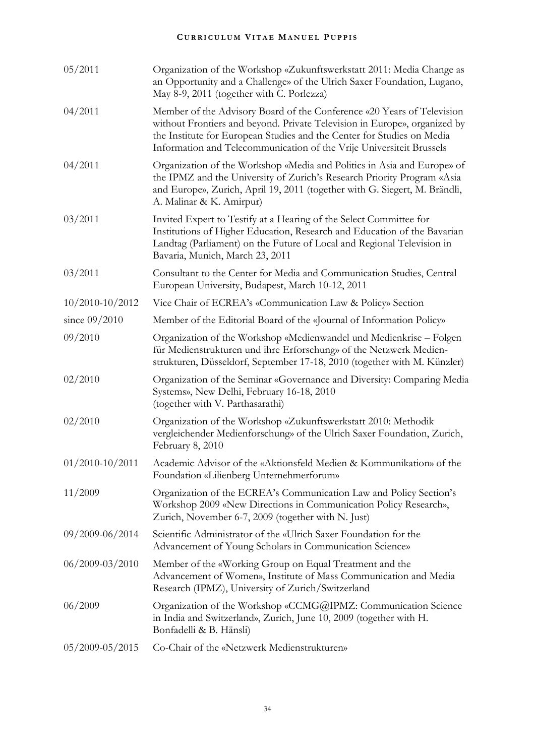| | |
|---|---|
| 05/2011 | Organization of the Workshop «Zukunftswerkstatt 2011: Media Change as an Opportunity and a Challenge» of the Ulrich Saxer Foundation, Lugano, May 8-9, 2011 (together with C. Porlezza) |
| 04/2011 | Member of the Advisory Board of the Conference «20 Years of Television without Frontiers and beyond. Private Television in Europe», organized by the Institute for European Studies and the Center for Studies on Media Information and Telecommunication of the Vrije Universiteit Brussels |
| 04/2011 | Organization of the Workshop «Media and Politics in Asia and Europe» of the IPMZ and the University of Zurich's Research Priority Program «Asia and Europe», Zurich, April 19, 2011 (together with G. Siegert, M. Brändli, A. Malinar & K. Amirpur) |
| 03/2011 | Invited Expert to Testify at a Hearing of the Select Committee for Institutions of Higher Education, Research and Education of the Bavarian Landtag (Parliament) on the Future of Local and Regional Television in Bavaria, Munich, March 23, 2011 |
| 03/2011 | Consultant to the Center for Media and Communication Studies, Central European University, Budapest, March 10-12, 2011 |
| 10/2010-10/2012 | Vice Chair of ECREA's «Communication Law & Policy» Section |
| since 09/2010 | Member of the Editorial Board of the «Journal of Information Policy» |
| 09/2010 | Organization of the Workshop «Medienwandel und Medienkrise – Folgen für Medienstrukturen und ihre Erforschung» of the Netzwerk Medienstrukturen, Düsseldorf, September 17-18, 2010 (together with M. Künzler) |
| 02/2010 | Organization of the Seminar «Governance and Diversity: Comparing Media Systems», New Delhi, February 16-18, 2010 (together with V. Parthasarathi) |
| 02/2010 | Organization of the Workshop «Zukunftswerkstatt 2010: Methodik vergleichender Medienforschung» of the Ulrich Saxer Foundation, Zurich, February 8, 2010 |
| 01/2010-10/2011 | Academic Advisor of the «Aktionsfeld Medien & Kommunikation» of the Foundation «Lilienberg Unternehmerforum» |
| 11/2009 | Organization of the ECREA's Communication Law and Policy Section's Workshop 2009 «New Directions in Communication Policy Research», Zurich, November 6-7, 2009 (together with N. Just) |
| 09/2009-06/2014 | Scientific Administrator of the «Ulrich Saxer Foundation for the Advancement of Young Scholars in Communication Science» |
| 06/2009-03/2010 | Member of the «Working Group on Equal Treatment and the Advancement of Women», Institute of Mass Communication and Media Research (IPMZ), University of Zurich/Switzerland |
| 06/2009 | Organization of the Workshop «CCMG@IPMZ: Communication Science in India and Switzerland», Zurich, June 10, 2009 (together with H. Bonfadelli & B. Hänsli) |
| 05/2009-05/2015 | Co-Chair of the «Netzwerk Medienstrukturen» |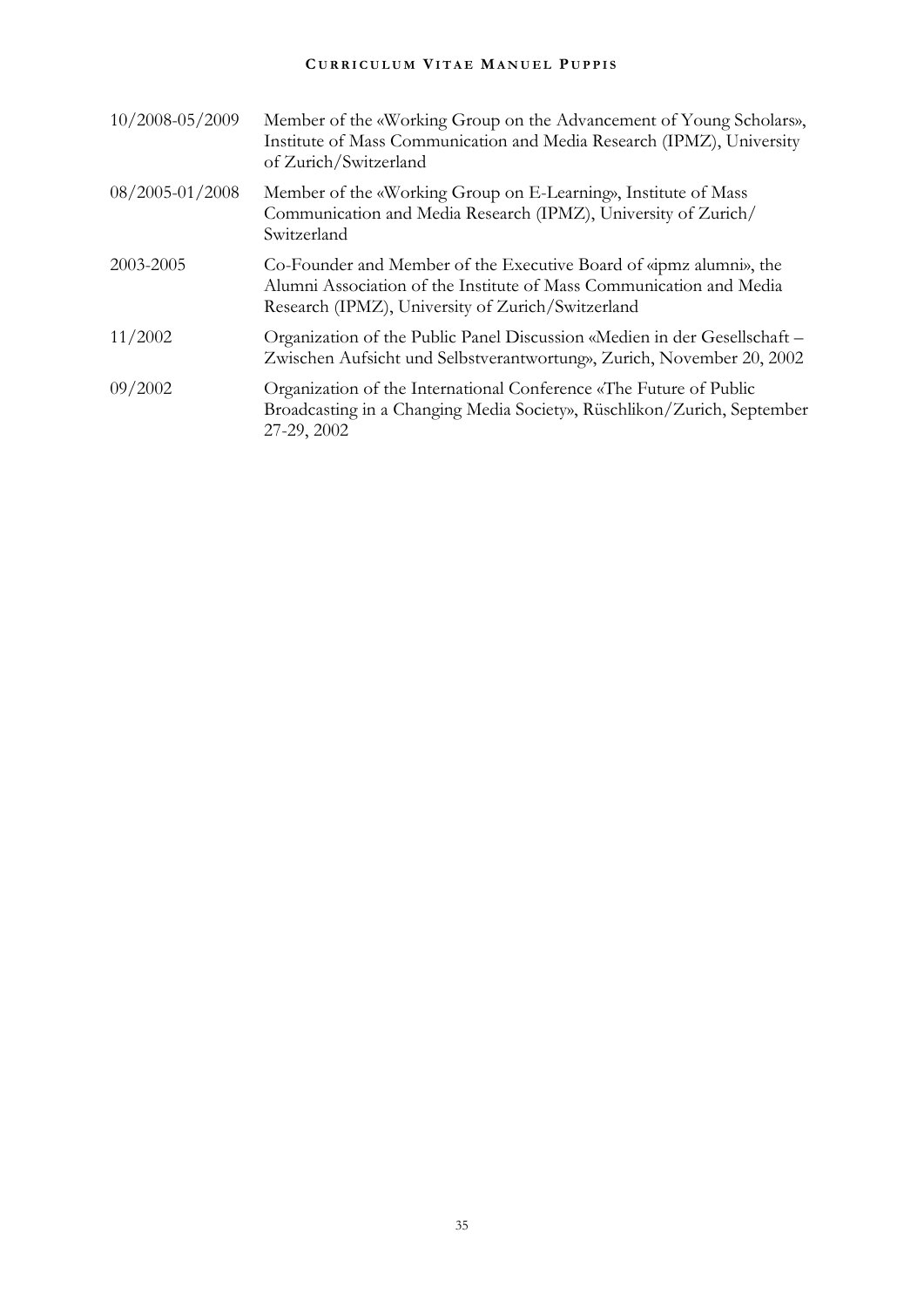| | |
|---|---|
| 10/2008-05/2009 | Member of the «Working Group on the Advancement of Young Scholars», Institute of Mass Communication and Media Research (IPMZ), University of Zurich/Switzerland |
| 08/2005-01/2008 | Member of the «Working Group on E-Learning», Institute of Mass Communication and Media Research (IPMZ), University of Zurich/ Switzerland |
| 2003-2005 | Co-Founder and Member of the Executive Board of «ipmz alumni», the Alumni Association of the Institute of Mass Communication and Media Research (IPMZ), University of Zurich/Switzerland |
| 11/2002 | Organization of the Public Panel Discussion «Medien in der Gesellschaft – Zwischen Aufsicht und Selbstverantwortung», Zurich, November 20, 2002 |
| 09/2002 | Organization of the International Conference «The Future of Public Broadcasting in a Changing Media Society», Rüschlikon/Zurich, September 27-29, 2002 |